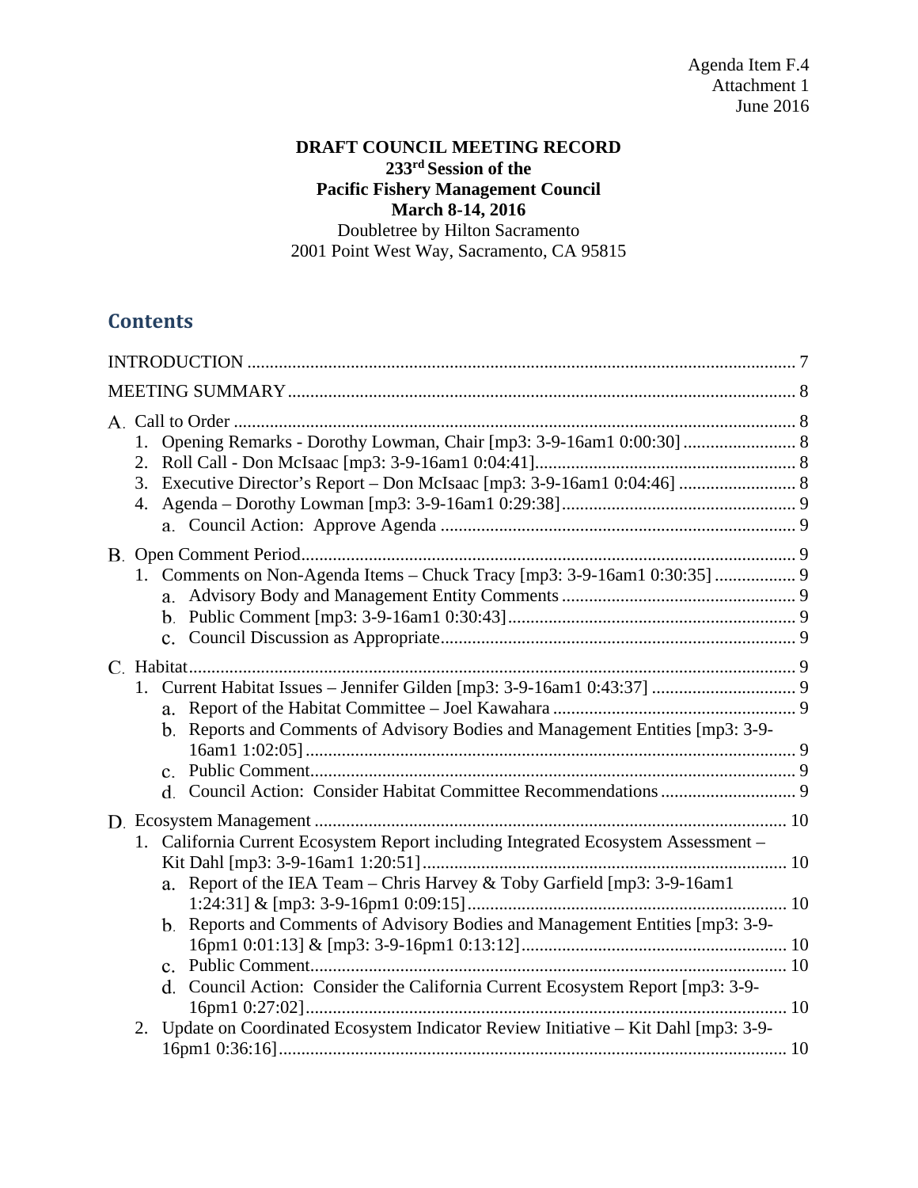Agenda Item F.4
Attachment 1
June 2016

**DRAFT COUNCIL MEETING RECORD**
**233rd Session of the**
**Pacific Fishery Management Council**
**March 8-14, 2016**
Doubletree by Hilton Sacramento
2001 Point West Way, Sacramento, CA 95815

## Contents

INTRODUCTION ..... 7

MEETING SUMMARY ..... 8

A. Call to Order ..... 8
1. Opening Remarks - Dorothy Lowman, Chair [mp3: 3-9-16am1 0:00:30] ..... 8
2. Roll Call - Don McIsaac [mp3: 3-9-16am1 0:04:41] ..... 8
3. Executive Director's Report – Don McIsaac [mp3: 3-9-16am1 0:04:46] ..... 8
4. Agenda – Dorothy Lowman [mp3: 3-9-16am1 0:29:38] ..... 9
   a. Council Action: Approve Agenda ..... 9

B. Open Comment Period ..... 9
1. Comments on Non-Agenda Items – Chuck Tracy [mp3: 3-9-16am1 0:30:35] ..... 9
   a. Advisory Body and Management Entity Comments ..... 9
   b. Public Comment [mp3: 3-9-16am1 0:30:43] ..... 9
   c. Council Discussion as Appropriate ..... 9

C. Habitat ..... 9
1. Current Habitat Issues – Jennifer Gilden [mp3: 3-9-16am1 0:43:37] ..... 9
   a. Report of the Habitat Committee – Joel Kawahara ..... 9
   b. Reports and Comments of Advisory Bodies and Management Entities [mp3: 3-9-16am1 1:02:05] ..... 9
   c. Public Comment ..... 9
   d. Council Action: Consider Habitat Committee Recommendations ..... 9

D. Ecosystem Management ..... 10
1. California Current Ecosystem Report including Integrated Ecosystem Assessment – Kit Dahl [mp3: 3-9-16am1 1:20:51] ..... 10
   a. Report of the IEA Team – Chris Harvey & Toby Garfield [mp3: 3-9-16am1 1:24:31] & [mp3: 3-9-16pm1 0:09:15] ..... 10
   b. Reports and Comments of Advisory Bodies and Management Entities [mp3: 3-9-16pm1 0:01:13] & [mp3: 3-9-16pm1 0:13:12] ..... 10
   c. Public Comment ..... 10
   d. Council Action: Consider the California Current Ecosystem Report [mp3: 3-9-16pm1 0:27:02] ..... 10
2. Update on Coordinated Ecosystem Indicator Review Initiative – Kit Dahl [mp3: 3-9-16pm1 0:36:16] ..... 10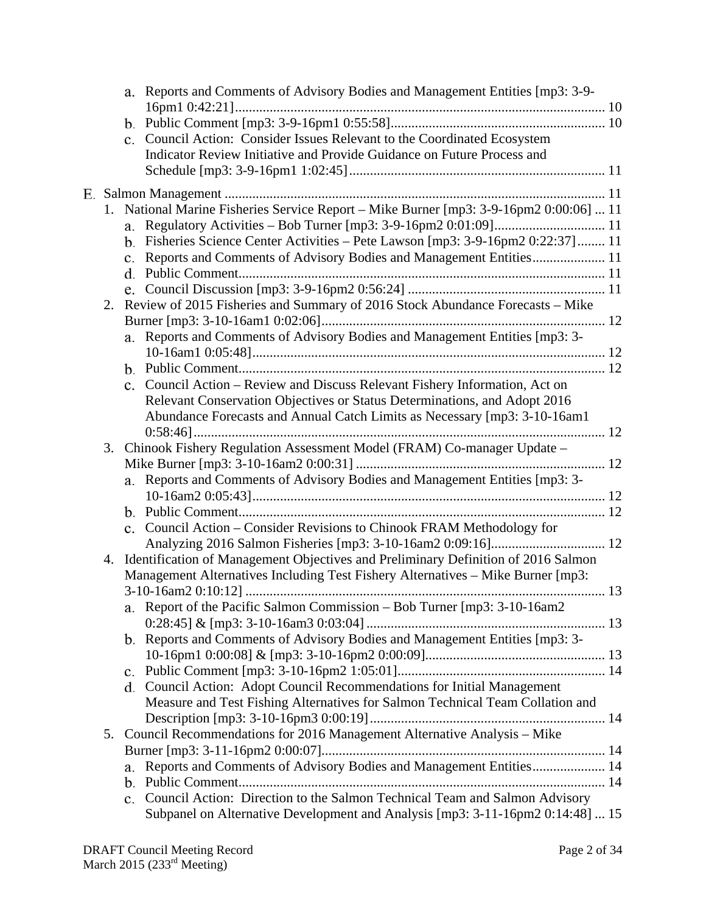- a. Reports and Comments of Advisory Bodies and Management Entities [mp3: 3-9-16pm1 0:42:21] ... 10
   - b. Public Comment [mp3: 3-9-16pm1 0:55:58] ... 10
   - c. Council Action: Consider Issues Relevant to the Coordinated Ecosystem Indicator Review Initiative and Provide Guidance on Future Process and Schedule [mp3: 3-9-16pm1 1:02:45] ... 11

E. Salmon Management ... 11

1. National Marine Fisheries Service Report – Mike Burner [mp3: 3-9-16pm2 0:00:06] ... 11
   - a. Regulatory Activities – Bob Turner [mp3: 3-9-16pm2 0:01:09] ... 11
   - b. Fisheries Science Center Activities – Pete Lawson [mp3: 3-9-16pm2 0:22:37] ... 11
   - c. Reports and Comments of Advisory Bodies and Management Entities ... 11
   - d. Public Comment ... 11
   - e. Council Discussion [mp3: 3-9-16pm2 0:56:24] ... 11
2. Review of 2015 Fisheries and Summary of 2016 Stock Abundance Forecasts – Mike Burner [mp3: 3-10-16am1 0:02:06] ... 12
   - a. Reports and Comments of Advisory Bodies and Management Entities [mp3: 3-10-16am1 0:05:48] ... 12
   - b. Public Comment ... 12
   - c. Council Action – Review and Discuss Relevant Fishery Information, Act on Relevant Conservation Objectives or Status Determinations, and Adopt 2016 Abundance Forecasts and Annual Catch Limits as Necessary [mp3: 3-10-16am1 0:58:46] ... 12
3. Chinook Fishery Regulation Assessment Model (FRAM) Co-manager Update – Mike Burner [mp3: 3-10-16am2 0:00:31] ... 12
   - a. Reports and Comments of Advisory Bodies and Management Entities [mp3: 3-10-16am2 0:05:43] ... 12
   - b. Public Comment ... 12
   - c. Council Action – Consider Revisions to Chinook FRAM Methodology for Analyzing 2016 Salmon Fisheries [mp3: 3-10-16am2 0:09:16] ... 12
4. Identification of Management Objectives and Preliminary Definition of 2016 Salmon Management Alternatives Including Test Fishery Alternatives – Mike Burner [mp3: 3-10-16am2 0:10:12] ... 13
   - a. Report of the Pacific Salmon Commission – Bob Turner [mp3: 3-10-16am2 0:28:45] & [mp3: 3-10-16am3 0:03:04] ... 13
   - b. Reports and Comments of Advisory Bodies and Management Entities [mp3: 3-10-16pm1 0:00:08] & [mp3: 3-10-16pm2 0:00:09] ... 13
   - c. Public Comment [mp3: 3-10-16pm2 1:05:01] ... 14
   - d. Council Action: Adopt Council Recommendations for Initial Management Measure and Test Fishing Alternatives for Salmon Technical Team Collation and Description [mp3: 3-10-16pm3 0:00:19] ... 14
5. Council Recommendations for 2016 Management Alternative Analysis – Mike Burner [mp3: 3-11-16pm2 0:00:07] ... 14
   - a. Reports and Comments of Advisory Bodies and Management Entities ... 14
   - b. Public Comment ... 14
   - c. Council Action: Direction to the Salmon Technical Team and Salmon Advisory Subpanel on Alternative Development and Analysis [mp3: 3-11-16pm2 0:14:48] ... 15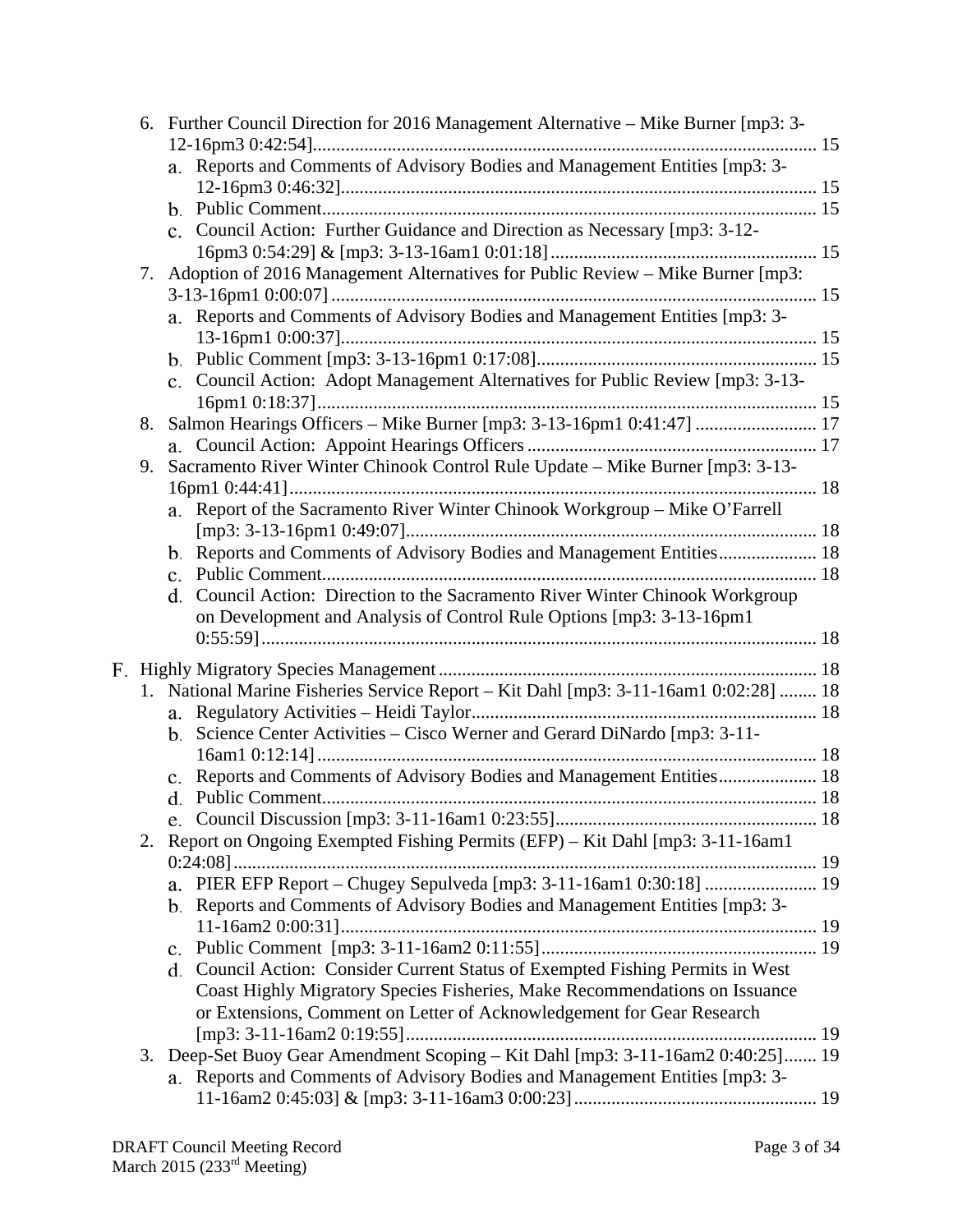6. Further Council Direction for 2016 Management Alternative – Mike Burner [mp3: 3-12-16pm3 0:42:54] ........ 15
    a. Reports and Comments of Advisory Bodies and Management Entities [mp3: 3-12-16pm3 0:46:32] ........ 15
    b. Public Comment ........ 15
    c. Council Action: Further Guidance and Direction as Necessary [mp3: 3-12-16pm3 0:54:29] & [mp3: 3-13-16am1 0:01:18] ........ 15
7. Adoption of 2016 Management Alternatives for Public Review – Mike Burner [mp3: 3-13-16pm1 0:00:07] ........ 15
    a. Reports and Comments of Advisory Bodies and Management Entities [mp3: 3-13-16pm1 0:00:37] ........ 15
    b. Public Comment [mp3: 3-13-16pm1 0:17:08] ........ 15
    c. Council Action: Adopt Management Alternatives for Public Review [mp3: 3-13-16pm1 0:18:37] ........ 15
8. Salmon Hearings Officers – Mike Burner [mp3: 3-13-16pm1 0:41:47] ........ 17
    a. Council Action: Appoint Hearings Officers ........ 17
9. Sacramento River Winter Chinook Control Rule Update – Mike Burner [mp3: 3-13-16pm1 0:44:41] ........ 18
    a. Report of the Sacramento River Winter Chinook Workgroup – Mike O'Farrell [mp3: 3-13-16pm1 0:49:07] ........ 18
    b. Reports and Comments of Advisory Bodies and Management Entities ........ 18
    c. Public Comment ........ 18
    d. Council Action: Direction to the Sacramento River Winter Chinook Workgroup on Development and Analysis of Control Rule Options [mp3: 3-13-16pm1 0:55:59] ........ 18

F. Highly Migratory Species Management ........ 18
1. National Marine Fisheries Service Report – Kit Dahl [mp3: 3-11-16am1 0:02:28] ........ 18
    a. Regulatory Activities – Heidi Taylor ........ 18
    b. Science Center Activities – Cisco Werner and Gerard DiNardo [mp3: 3-11-16am1 0:12:14] ........ 18
    c. Reports and Comments of Advisory Bodies and Management Entities ........ 18
    d. Public Comment ........ 18
    e. Council Discussion [mp3: 3-11-16am1 0:23:55] ........ 18
2. Report on Ongoing Exempted Fishing Permits (EFP) – Kit Dahl [mp3: 3-11-16am1 0:24:08] ........ 19
    a. PIER EFP Report – Chugey Sepulveda [mp3: 3-11-16am1 0:30:18] ........ 19
    b. Reports and Comments of Advisory Bodies and Management Entities [mp3: 3-11-16am2 0:00:31] ........ 19
    c. Public Comment [mp3: 3-11-16am2 0:11:55] ........ 19
    d. Council Action: Consider Current Status of Exempted Fishing Permits in West Coast Highly Migratory Species Fisheries, Make Recommendations on Issuance or Extensions, Comment on Letter of Acknowledgement for Gear Research [mp3: 3-11-16am2 0:19:55] ........ 19
3. Deep-Set Buoy Gear Amendment Scoping – Kit Dahl [mp3: 3-11-16am2 0:40:25] ........ 19
    a. Reports and Comments of Advisory Bodies and Management Entities [mp3: 3-11-16am2 0:45:03] & [mp3: 3-11-16am3 0:00:23] ........ 19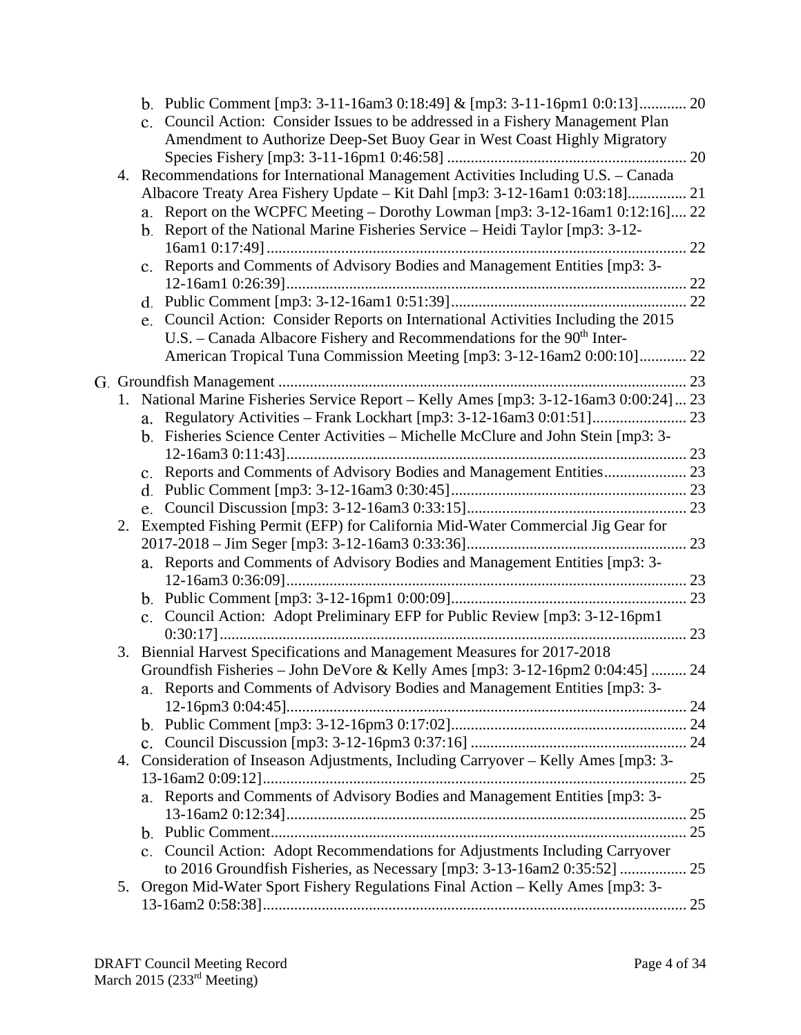- b. Public Comment [mp3: 3-11-16am3 0:18:49] & [mp3: 3-11-16pm1 0:0:13]............ 20
- c. Council Action: Consider Issues to be addressed in a Fishery Management Plan Amendment to Authorize Deep-Set Buoy Gear in West Coast Highly Migratory Species Fishery [mp3: 3-11-16pm1 0:46:58] ............................................................ 20

4. Recommendations for International Management Activities Including U.S. – Canada Albacore Treaty Area Fishery Update – Kit Dahl [mp3: 3-12-16am1 0:03:18]............... 21
   - a. Report on the WCPFC Meeting – Dorothy Lowman [mp3: 3-12-16am1 0:12:16].... 22
   - b. Report of the National Marine Fisheries Service – Heidi Taylor [mp3: 3-12-16am1 0:17:49]........................................................................................................ 22
   - c. Reports and Comments of Advisory Bodies and Management Entities [mp3: 3-12-16am1 0:26:39]................................................................................................... 22
   - d. Public Comment [mp3: 3-12-16am1 0:51:39]........................................................... 22
   - e. Council Action: Consider Reports on International Activities Including the 2015 U.S. – Canada Albacore Fishery and Recommendations for the 90th Inter-American Tropical Tuna Commission Meeting [mp3: 3-12-16am2 0:00:10]............ 22

G. Groundfish Management ...................................................................................................... 23

1. National Marine Fisheries Service Report – Kelly Ames [mp3: 3-12-16am3 0:00:24] ... 23
   - a. Regulatory Activities – Frank Lockhart [mp3: 3-12-16am3 0:01:51]........................ 23
   - b. Fisheries Science Center Activities – Michelle McClure and John Stein [mp3: 3-12-16am3 0:11:43]................................................................................................... 23
   - c. Reports and Comments of Advisory Bodies and Management Entities..................... 23
   - d. Public Comment [mp3: 3-12-16am3 0:30:45]........................................................... 23
   - e. Council Discussion [mp3: 3-12-16am3 0:33:15]........................................................ 23
2. Exempted Fishing Permit (EFP) for California Mid-Water Commercial Jig Gear for 2017-2018 – Jim Seger [mp3: 3-12-16am3 0:33:36]....................................................... 23
   - a. Reports and Comments of Advisory Bodies and Management Entities [mp3: 3-12-16am3 0:36:09]................................................................................................... 23
   - b. Public Comment [mp3: 3-12-16pm1 0:00:09]........................................................... 23
   - c. Council Action: Adopt Preliminary EFP for Public Review [mp3: 3-12-16pm1 0:30:17]...................................................................................................................... 23
3. Biennial Harvest Specifications and Management Measures for 2017-2018 Groundfish Fisheries – John DeVore & Kelly Ames [mp3: 3-12-16pm2 0:04:45] ......... 24
   - a. Reports and Comments of Advisory Bodies and Management Entities [mp3: 3-12-16pm3 0:04:45]................................................................................................... 24
   - b. Public Comment [mp3: 3-12-16pm3 0:17:02]........................................................... 24
   - c. Council Discussion [mp3: 3-12-16pm3 0:37:16] ....................................................... 24
4. Consideration of Inseason Adjustments, Including Carryover – Kelly Ames [mp3: 3-13-16am2 0:09:12]........................................................................................................... 25
   - a. Reports and Comments of Advisory Bodies and Management Entities [mp3: 3-13-16am2 0:12:34]................................................................................................... 25
   - b. Public Comment.......................................................................................................... 25
   - c. Council Action: Adopt Recommendations for Adjustments Including Carryover to 2016 Groundfish Fisheries, as Necessary [mp3: 3-13-16am2 0:35:52] ................. 25
5. Oregon Mid-Water Sport Fishery Regulations Final Action – Kelly Ames [mp3: 3-13-16am2 0:58:38]........................................................................................................... 25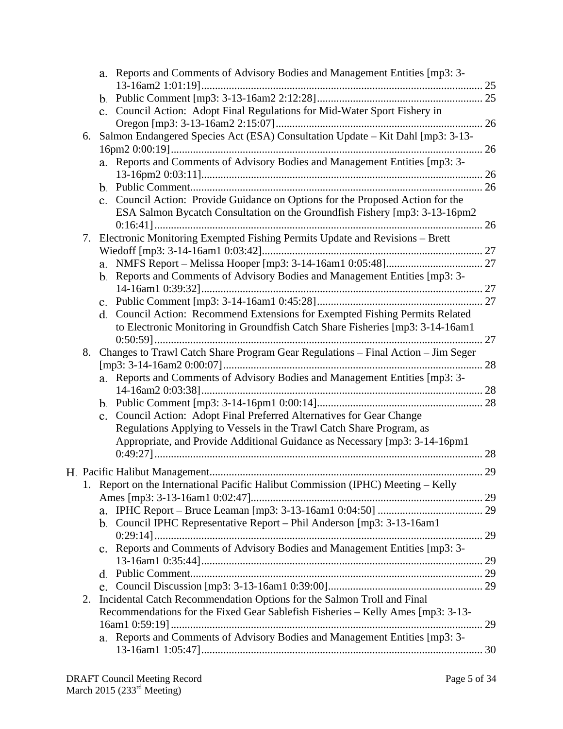- a. Reports and Comments of Advisory Bodies and Management Entities [mp3: 3-13-16am2 1:01:19] ..... 25
- b. Public Comment [mp3: 3-13-16am2 2:12:28] ..... 25
- c. Council Action: Adopt Final Regulations for Mid-Water Sport Fishery in Oregon [mp3: 3-13-16am2 2:15:07] ..... 26

6. Salmon Endangered Species Act (ESA) Consultation Update – Kit Dahl [mp3: 3-13-16pm2 0:00:19] ..... 26
   - a. Reports and Comments of Advisory Bodies and Management Entities [mp3: 3-13-16pm2 0:03:11] ..... 26
   - b. Public Comment ..... 26
   - c. Council Action: Provide Guidance on Options for the Proposed Action for the ESA Salmon Bycatch Consultation on the Groundfish Fishery [mp3: 3-13-16pm2 0:16:41] ..... 26
7. Electronic Monitoring Exempted Fishing Permits Update and Revisions – Brett Wiedoff [mp3: 3-14-16am1 0:03:42] ..... 27
   - a. NMFS Report – Melissa Hooper [mp3: 3-14-16am1 0:05:48] ..... 27
   - b. Reports and Comments of Advisory Bodies and Management Entities [mp3: 3-14-16am1 0:39:32] ..... 27
   - c. Public Comment [mp3: 3-14-16am1 0:45:28] ..... 27
   - d. Council Action: Recommend Extensions for Exempted Fishing Permits Related to Electronic Monitoring in Groundfish Catch Share Fisheries [mp3: 3-14-16am1 0:50:59] ..... 27
8. Changes to Trawl Catch Share Program Gear Regulations – Final Action – Jim Seger [mp3: 3-14-16am2 0:00:07] ..... 28
   - a. Reports and Comments of Advisory Bodies and Management Entities [mp3: 3-14-16am2 0:03:38] ..... 28
   - b. Public Comment [mp3: 3-14-16pm1 0:00:14] ..... 28
   - c. Council Action: Adopt Final Preferred Alternatives for Gear Change Regulations Applying to Vessels in the Trawl Catch Share Program, as Appropriate, and Provide Additional Guidance as Necessary [mp3: 3-14-16pm1 0:49:27] ..... 28

H. Pacific Halibut Management ..... 29

1. Report on the International Pacific Halibut Commission (IPHC) Meeting – Kelly Ames [mp3: 3-13-16am1 0:02:47] ..... 29
   - a. IPHC Report – Bruce Leaman [mp3: 3-13-16am1 0:04:50] ..... 29
   - b. Council IPHC Representative Report – Phil Anderson [mp3: 3-13-16am1 0:29:14] ..... 29
   - c. Reports and Comments of Advisory Bodies and Management Entities [mp3: 3-13-16am1 0:35:44] ..... 29
   - d. Public Comment ..... 29
   - e. Council Discussion [mp3: 3-13-16am1 0:39:00] ..... 29
2. Incidental Catch Recommendation Options for the Salmon Troll and Final Recommendations for the Fixed Gear Sablefish Fisheries – Kelly Ames [mp3: 3-13-16am1 0:59:19] ..... 29
   - a. Reports and Comments of Advisory Bodies and Management Entities [mp3: 3-13-16am1 1:05:47] ..... 30

DRAFT Council Meeting Record
March 2015 (233rd Meeting)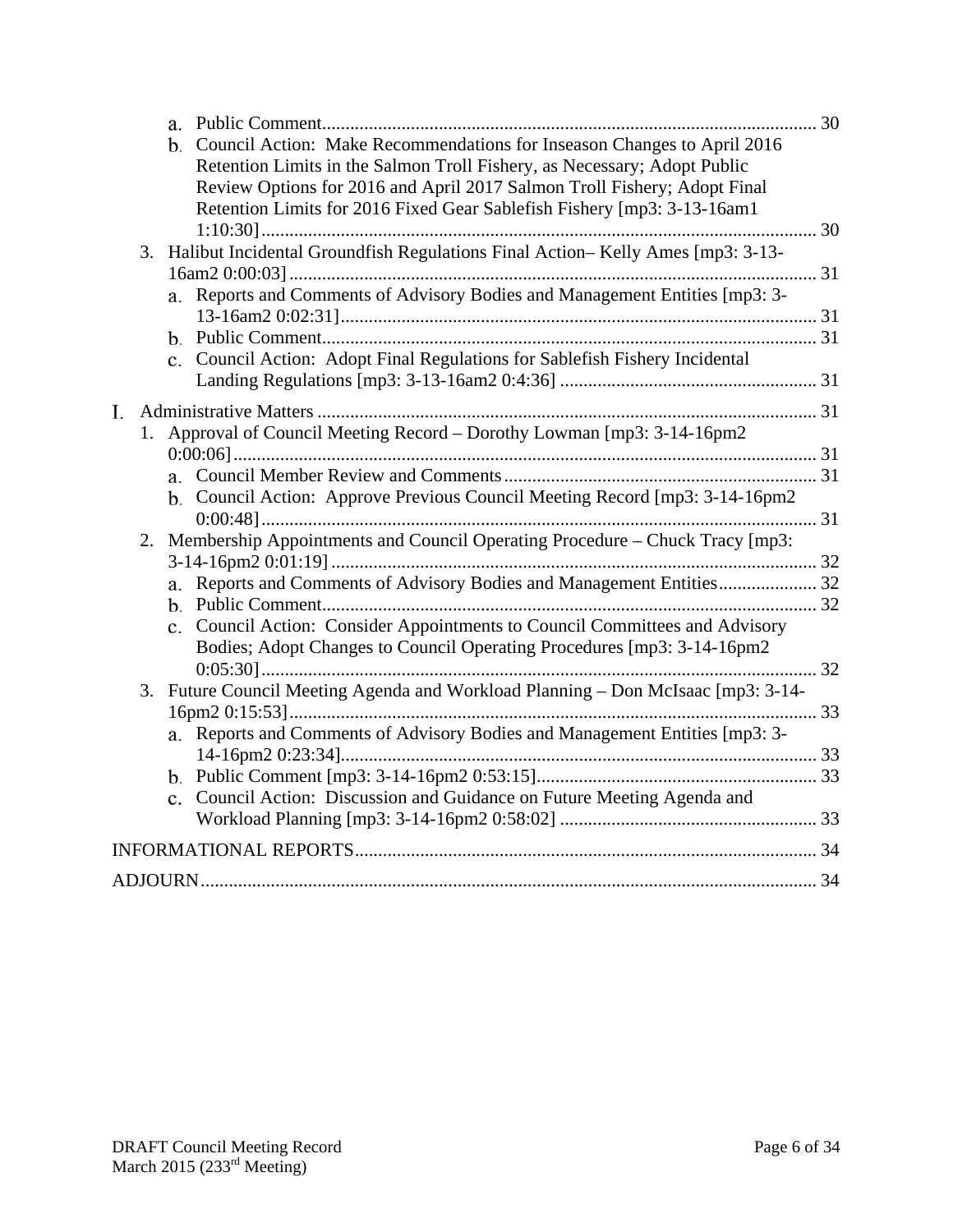a. Public Comment........................................................................................................ 30

b. Council Action: Make Recommendations for Inseason Changes to April 2016 Retention Limits in the Salmon Troll Fishery, as Necessary; Adopt Public Review Options for 2016 and April 2017 Salmon Troll Fishery; Adopt Final Retention Limits for 2016 Fixed Gear Sablefish Fishery [mp3: 3-13-16am1 1:10:30]...................................................................................................................... 30

3. Halibut Incidental Groundfish Regulations Final Action– Kelly Ames [mp3: 3-13-16am2 0:00:03]................................................................................................................ 31

   a. Reports and Comments of Advisory Bodies and Management Entities [mp3: 3-13-16am2 0:02:31]..................................................................................................... 31

   b. Public Comment........................................................................................................ 31

   c. Council Action: Adopt Final Regulations for Sablefish Fishery Incidental Landing Regulations [mp3: 3-13-16am2 0:4:36] ...................................................... 31

I. Administrative Matters .......................................................................................................... 31

1. Approval of Council Meeting Record – Dorothy Lowman [mp3: 3-14-16pm2 0:00:06]........................................................................................................................... 31

   a. Council Member Review and Comments.................................................................. 31

   b. Council Action: Approve Previous Council Meeting Record [mp3: 3-14-16pm2 0:00:48]...................................................................................................................... 31

2. Membership Appointments and Council Operating Procedure – Chuck Tracy [mp3: 3-14-16pm2 0:01:19]....................................................................................................... 32

   a. Reports and Comments of Advisory Bodies and Management Entities..................... 32

   b. Public Comment........................................................................................................ 32

   c. Council Action: Consider Appointments to Council Committees and Advisory Bodies; Adopt Changes to Council Operating Procedures [mp3: 3-14-16pm2 0:05:30]...................................................................................................................... 32

3. Future Council Meeting Agenda and Workload Planning – Don McIsaac [mp3: 3-14-16pm2 0:15:53]................................................................................................................ 33

   a. Reports and Comments of Advisory Bodies and Management Entities [mp3: 3-14-16pm2 0:23:34]..................................................................................................... 33

   b. Public Comment [mp3: 3-14-16pm2 0:53:15]........................................................... 33

   c. Council Action: Discussion and Guidance on Future Meeting Agenda and Workload Planning [mp3: 3-14-16pm2 0:58:02] ...................................................... 33

INFORMATIONAL REPORTS.................................................................................................. 34

ADJOURN.................................................................................................................................. 34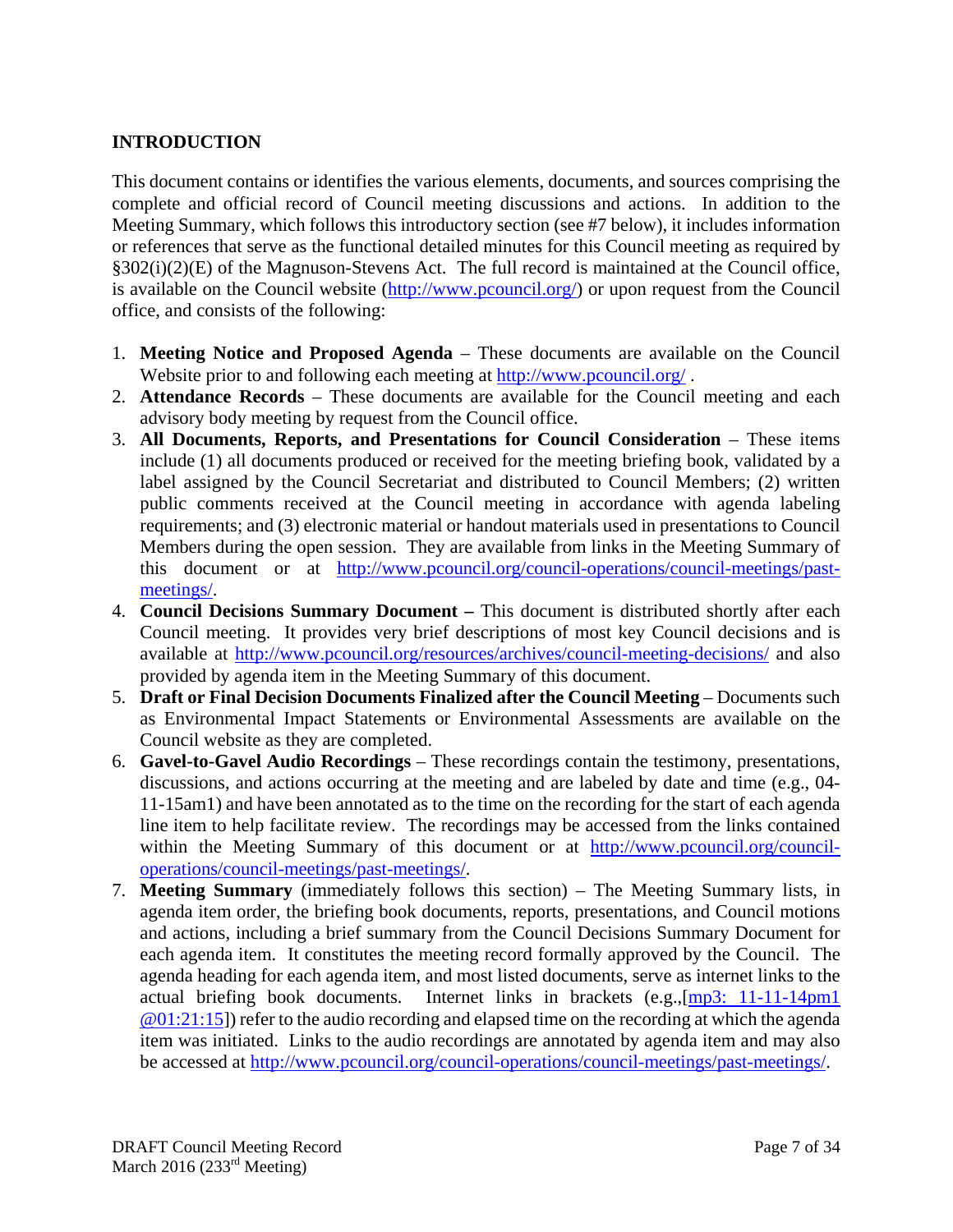## INTRODUCTION

This document contains or identifies the various elements, documents, and sources comprising the complete and official record of Council meeting discussions and actions. In addition to the Meeting Summary, which follows this introductory section (see #7 below), it includes information or references that serve as the functional detailed minutes for this Council meeting as required by §302(i)(2)(E) of the Magnuson-Stevens Act. The full record is maintained at the Council office, is available on the Council website (http://www.pcouncil.org/) or upon request from the Council office, and consists of the following:

1. **Meeting Notice and Proposed Agenda** – These documents are available on the Council Website prior to and following each meeting at http://www.pcouncil.org/ .
2. **Attendance Records** – These documents are available for the Council meeting and each advisory body meeting by request from the Council office.
3. **All Documents, Reports, and Presentations for Council Consideration** – These items include (1) all documents produced or received for the meeting briefing book, validated by a label assigned by the Council Secretariat and distributed to Council Members; (2) written public comments received at the Council meeting in accordance with agenda labeling requirements; and (3) electronic material or handout materials used in presentations to Council Members during the open session. They are available from links in the Meeting Summary of this document or at http://www.pcouncil.org/council-operations/council-meetings/past-meetings/.
4. **Council Decisions Summary Document –** This document is distributed shortly after each Council meeting. It provides very brief descriptions of most key Council decisions and is available at http://www.pcouncil.org/resources/archives/council-meeting-decisions/ and also provided by agenda item in the Meeting Summary of this document.
5. **Draft or Final Decision Documents Finalized after the Council Meeting** – Documents such as Environmental Impact Statements or Environmental Assessments are available on the Council website as they are completed.
6. **Gavel-to-Gavel Audio Recordings** – These recordings contain the testimony, presentations, discussions, and actions occurring at the meeting and are labeled by date and time (e.g., 04-11-15am1) and have been annotated as to the time on the recording for the start of each agenda line item to help facilitate review. The recordings may be accessed from the links contained within the Meeting Summary of this document or at http://www.pcouncil.org/council-operations/council-meetings/past-meetings/.
7. **Meeting Summary** (immediately follows this section) – The Meeting Summary lists, in agenda item order, the briefing book documents, reports, presentations, and Council motions and actions, including a brief summary from the Council Decisions Summary Document for each agenda item. It constitutes the meeting record formally approved by the Council. The agenda heading for each agenda item, and most listed documents, serve as internet links to the actual briefing book documents. Internet links in brackets (e.g.,[mp3: 11-11-14pm1 @01:21:15]) refer to the audio recording and elapsed time on the recording at which the agenda item was initiated. Links to the audio recordings are annotated by agenda item and may also be accessed at http://www.pcouncil.org/council-operations/council-meetings/past-meetings/.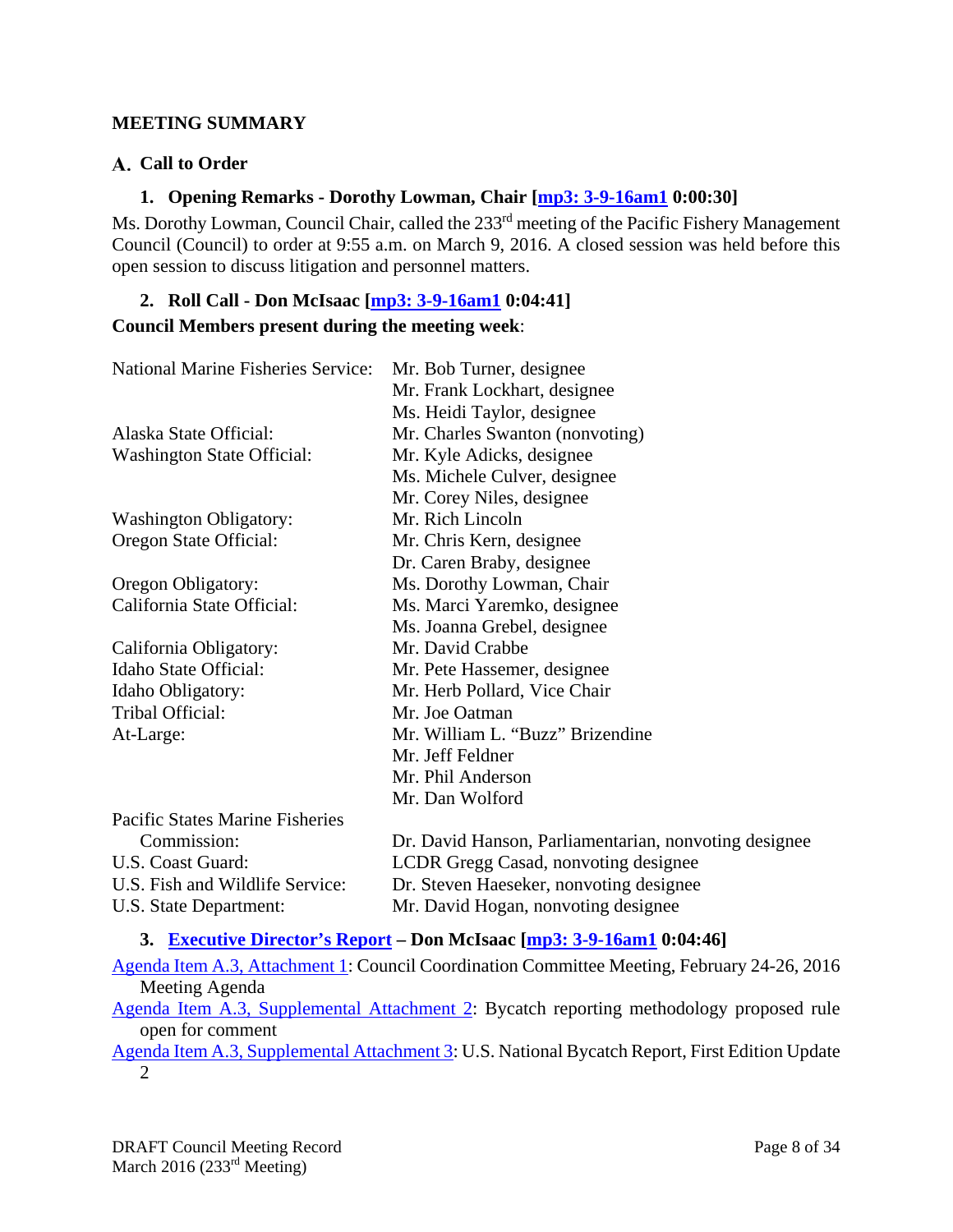## MEETING SUMMARY

### A. Call to Order

#### 1. Opening Remarks - Dorothy Lowman, Chair [mp3: 3-9-16am1 0:00:30]

Ms. Dorothy Lowman, Council Chair, called the 233rd meeting of the Pacific Fishery Management Council (Council) to order at 9:55 a.m. on March 9, 2016. A closed session was held before this open session to discuss litigation and personnel matters.

#### 2. Roll Call - Don McIsaac [mp3: 3-9-16am1 0:04:41]

**Council Members present during the meeting week**:

| | |
|---|---|
| National Marine Fisheries Service: | Mr. Bob Turner, designee |
| | Mr. Frank Lockhart, designee |
| | Ms. Heidi Taylor, designee |
| Alaska State Official: | Mr. Charles Swanton (nonvoting) |
| Washington State Official: | Mr. Kyle Adicks, designee |
| | Ms. Michele Culver, designee |
| | Mr. Corey Niles, designee |
| Washington Obligatory: | Mr. Rich Lincoln |
| Oregon State Official: | Mr. Chris Kern, designee |
| | Dr. Caren Braby, designee |
| Oregon Obligatory: | Ms. Dorothy Lowman, Chair |
| California State Official: | Ms. Marci Yaremko, designee |
| | Ms. Joanna Grebel, designee |
| California Obligatory: | Mr. David Crabbe |
| Idaho State Official: | Mr. Pete Hassemer, designee |
| Idaho Obligatory: | Mr. Herb Pollard, Vice Chair |
| Tribal Official: | Mr. Joe Oatman |
| At-Large: | Mr. William L. "Buzz" Brizendine |
| | Mr. Jeff Feldner |
| | Mr. Phil Anderson |
| | Mr. Dan Wolford |
| Pacific States Marine Fisheries Commission: | Dr. David Hanson, Parliamentarian, nonvoting designee |
| U.S. Coast Guard: | LCDR Gregg Casad, nonvoting designee |
| U.S. Fish and Wildlife Service: | Dr. Steven Haeseker, nonvoting designee |
| U.S. State Department: | Mr. David Hogan, nonvoting designee |

#### 3. Executive Director's Report – Don McIsaac [mp3: 3-9-16am1 0:04:46]

Agenda Item A.3, Attachment 1: Council Coordination Committee Meeting, February 24-26, 2016 Meeting Agenda

Agenda Item A.3, Supplemental Attachment 2: Bycatch reporting methodology proposed rule open for comment

Agenda Item A.3, Supplemental Attachment 3: U.S. National Bycatch Report, First Edition Update 2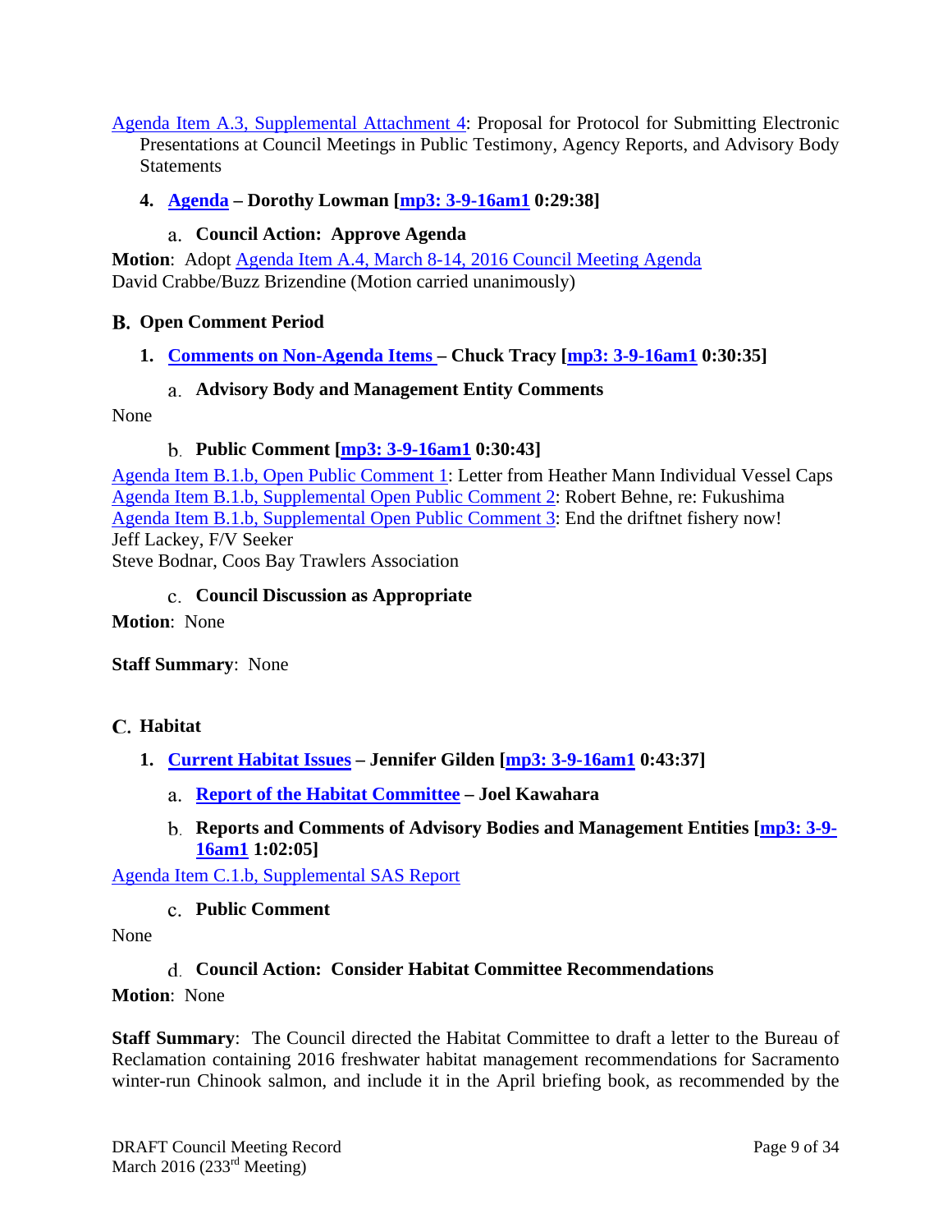Agenda Item A.3, Supplemental Attachment 4: Proposal for Protocol for Submitting Electronic Presentations at Council Meetings in Public Testimony, Agency Reports, and Advisory Body Statements

#### 4. Agenda – Dorothy Lowman [mp3: 3-9-16am1 0:29:38]

##### a. Council Action: Approve Agenda

**Motion**: Adopt Agenda Item A.4, March 8-14, 2016 Council Meeting Agenda
David Crabbe/Buzz Brizendine (Motion carried unanimously)

## B. Open Comment Period

#### 1. Comments on Non-Agenda Items – Chuck Tracy [mp3: 3-9-16am1 0:30:35]

##### a. Advisory Body and Management Entity Comments

None

##### b. Public Comment [mp3: 3-9-16am1 0:30:43]

Agenda Item B.1.b, Open Public Comment 1: Letter from Heather Mann Individual Vessel Caps
Agenda Item B.1.b, Supplemental Open Public Comment 2: Robert Behne, re: Fukushima
Agenda Item B.1.b, Supplemental Open Public Comment 3: End the driftnet fishery now!
Jeff Lackey, F/V Seeker
Steve Bodnar, Coos Bay Trawlers Association

##### c. Council Discussion as Appropriate

**Motion**: None

**Staff Summary**: None

## C. Habitat

#### 1. Current Habitat Issues – Jennifer Gilden [mp3: 3-9-16am1 0:43:37]

##### a. Report of the Habitat Committee – Joel Kawahara

##### b. Reports and Comments of Advisory Bodies and Management Entities [mp3: 3-9-16am1 1:02:05]

Agenda Item C.1.b, Supplemental SAS Report

##### c. Public Comment

None

##### d. Council Action: Consider Habitat Committee Recommendations

**Motion**: None

**Staff Summary**: The Council directed the Habitat Committee to draft a letter to the Bureau of Reclamation containing 2016 freshwater habitat management recommendations for Sacramento winter-run Chinook salmon, and include it in the April briefing book, as recommended by the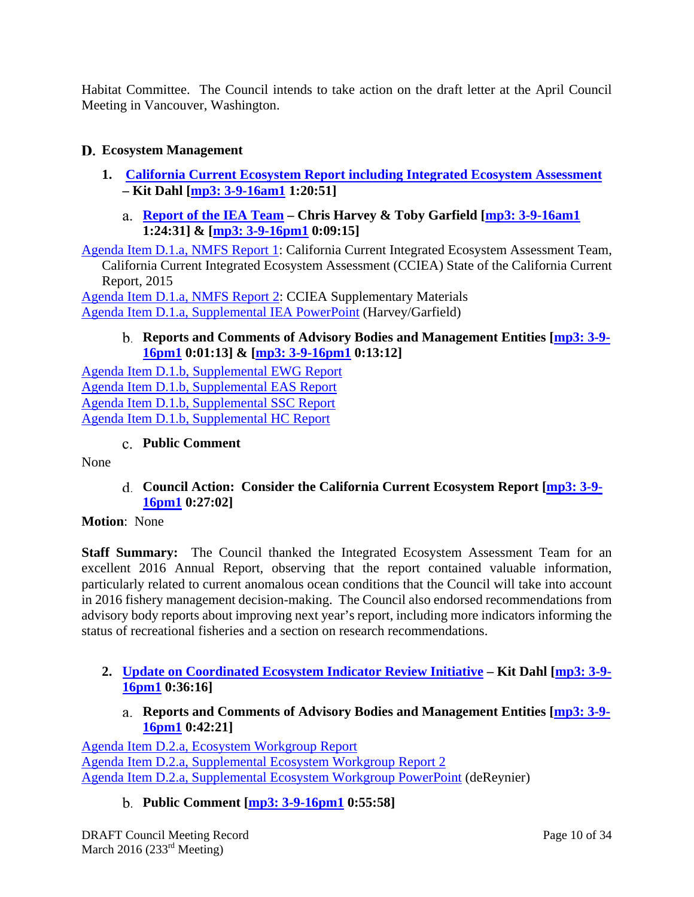Habitat Committee. The Council intends to take action on the draft letter at the April Council Meeting in Vancouver, Washington.

## D. Ecosystem Management

### 1. California Current Ecosystem Report including Integrated Ecosystem Assessment – Kit Dahl [mp3: 3-9-16am1 1:20:51]

#### a. Report of the IEA Team – Chris Harvey & Toby Garfield [mp3: 3-9-16am1 1:24:31] & [mp3: 3-9-16pm1 0:09:15]

Agenda Item D.1.a, NMFS Report 1: California Current Integrated Ecosystem Assessment Team, California Current Integrated Ecosystem Assessment (CCIEA) State of the California Current Report, 2015

Agenda Item D.1.a, NMFS Report 2: CCIEA Supplementary Materials

Agenda Item D.1.a, Supplemental IEA PowerPoint (Harvey/Garfield)

#### b. Reports and Comments of Advisory Bodies and Management Entities [mp3: 3-9-16pm1 0:01:13] & [mp3: 3-9-16pm1 0:13:12]

Agenda Item D.1.b, Supplemental EWG Report

Agenda Item D.1.b, Supplemental EAS Report

Agenda Item D.1.b, Supplemental SSC Report

Agenda Item D.1.b, Supplemental HC Report

#### c. Public Comment

None

#### d. Council Action: Consider the California Current Ecosystem Report [mp3: 3-9-16pm1 0:27:02]

**Motion**: None

**Staff Summary:** The Council thanked the Integrated Ecosystem Assessment Team for an excellent 2016 Annual Report, observing that the report contained valuable information, particularly related to current anomalous ocean conditions that the Council will take into account in 2016 fishery management decision-making. The Council also endorsed recommendations from advisory body reports about improving next year's report, including more indicators informing the status of recreational fisheries and a section on research recommendations.

### 2. Update on Coordinated Ecosystem Indicator Review Initiative – Kit Dahl [mp3: 3-9-16pm1 0:36:16]

#### a. Reports and Comments of Advisory Bodies and Management Entities [mp3: 3-9-16pm1 0:42:21]

Agenda Item D.2.a, Ecosystem Workgroup Report

Agenda Item D.2.a, Supplemental Ecosystem Workgroup Report 2

Agenda Item D.2.a, Supplemental Ecosystem Workgroup PowerPoint (deReynier)

#### b. Public Comment [mp3: 3-9-16pm1 0:55:58]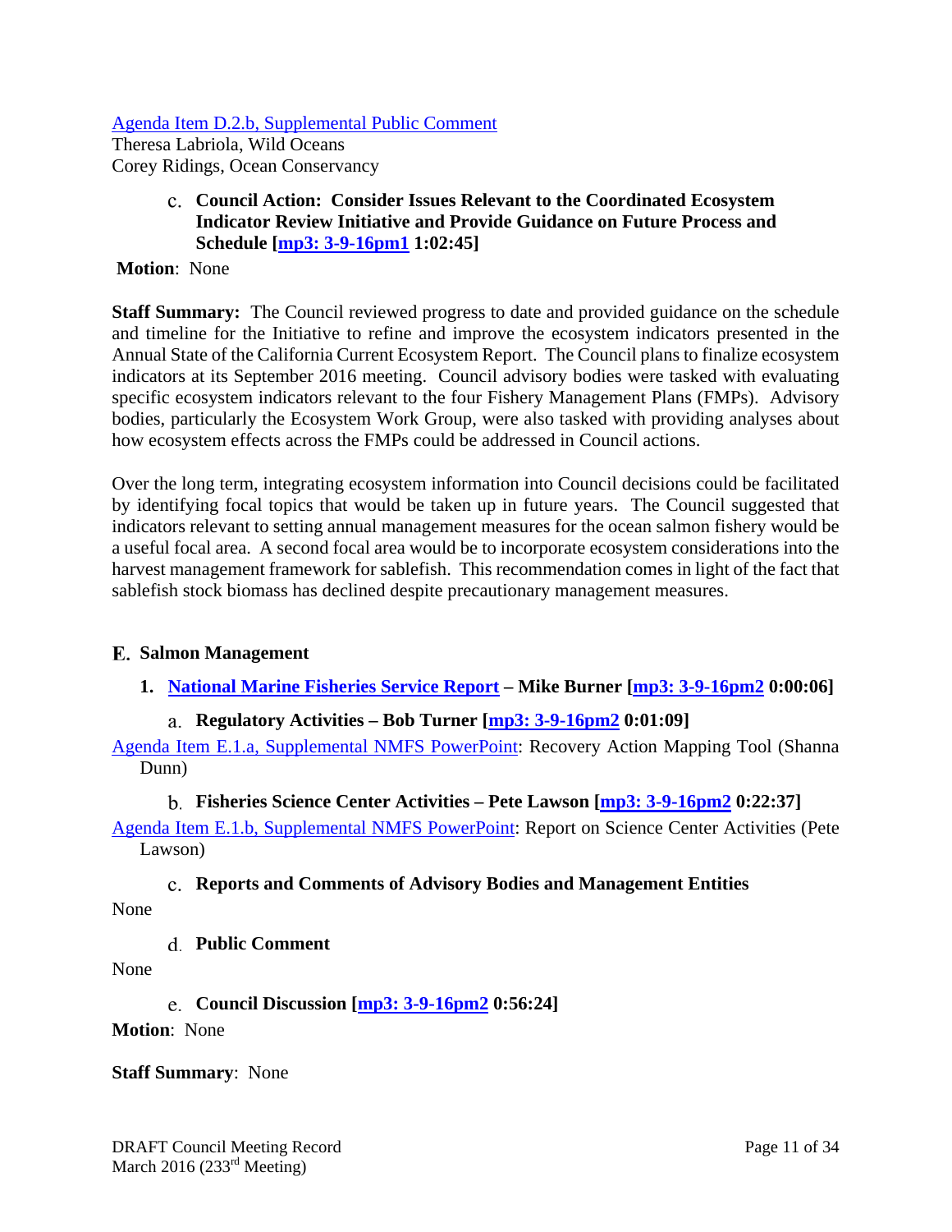Agenda Item D.2.b, Supplemental Public Comment
Theresa Labriola, Wild Oceans
Corey Ridings, Ocean Conservancy

### c. Council Action: Consider Issues Relevant to the Coordinated Ecosystem Indicator Review Initiative and Provide Guidance on Future Process and Schedule [mp3: 3-9-16pm1 1:02:45]

**Motion**: None

**Staff Summary:** The Council reviewed progress to date and provided guidance on the schedule and timeline for the Initiative to refine and improve the ecosystem indicators presented in the Annual State of the California Current Ecosystem Report. The Council plans to finalize ecosystem indicators at its September 2016 meeting. Council advisory bodies were tasked with evaluating specific ecosystem indicators relevant to the four Fishery Management Plans (FMPs). Advisory bodies, particularly the Ecosystem Work Group, were also tasked with providing analyses about how ecosystem effects across the FMPs could be addressed in Council actions.

Over the long term, integrating ecosystem information into Council decisions could be facilitated by identifying focal topics that would be taken up in future years. The Council suggested that indicators relevant to setting annual management measures for the ocean salmon fishery would be a useful focal area. A second focal area would be to incorporate ecosystem considerations into the harvest management framework for sablefish. This recommendation comes in light of the fact that sablefish stock biomass has declined despite precautionary management measures.

## E. Salmon Management

### 1. National Marine Fisheries Service Report – Mike Burner [mp3: 3-9-16pm2 0:00:06]

#### a. Regulatory Activities – Bob Turner [mp3: 3-9-16pm2 0:01:09]

Agenda Item E.1.a, Supplemental NMFS PowerPoint: Recovery Action Mapping Tool (Shanna Dunn)

#### b. Fisheries Science Center Activities – Pete Lawson [mp3: 3-9-16pm2 0:22:37]

Agenda Item E.1.b, Supplemental NMFS PowerPoint: Report on Science Center Activities (Pete Lawson)

#### c. Reports and Comments of Advisory Bodies and Management Entities

None

#### d. Public Comment

None

#### e. Council Discussion [mp3: 3-9-16pm2 0:56:24]

**Motion**: None

**Staff Summary**: None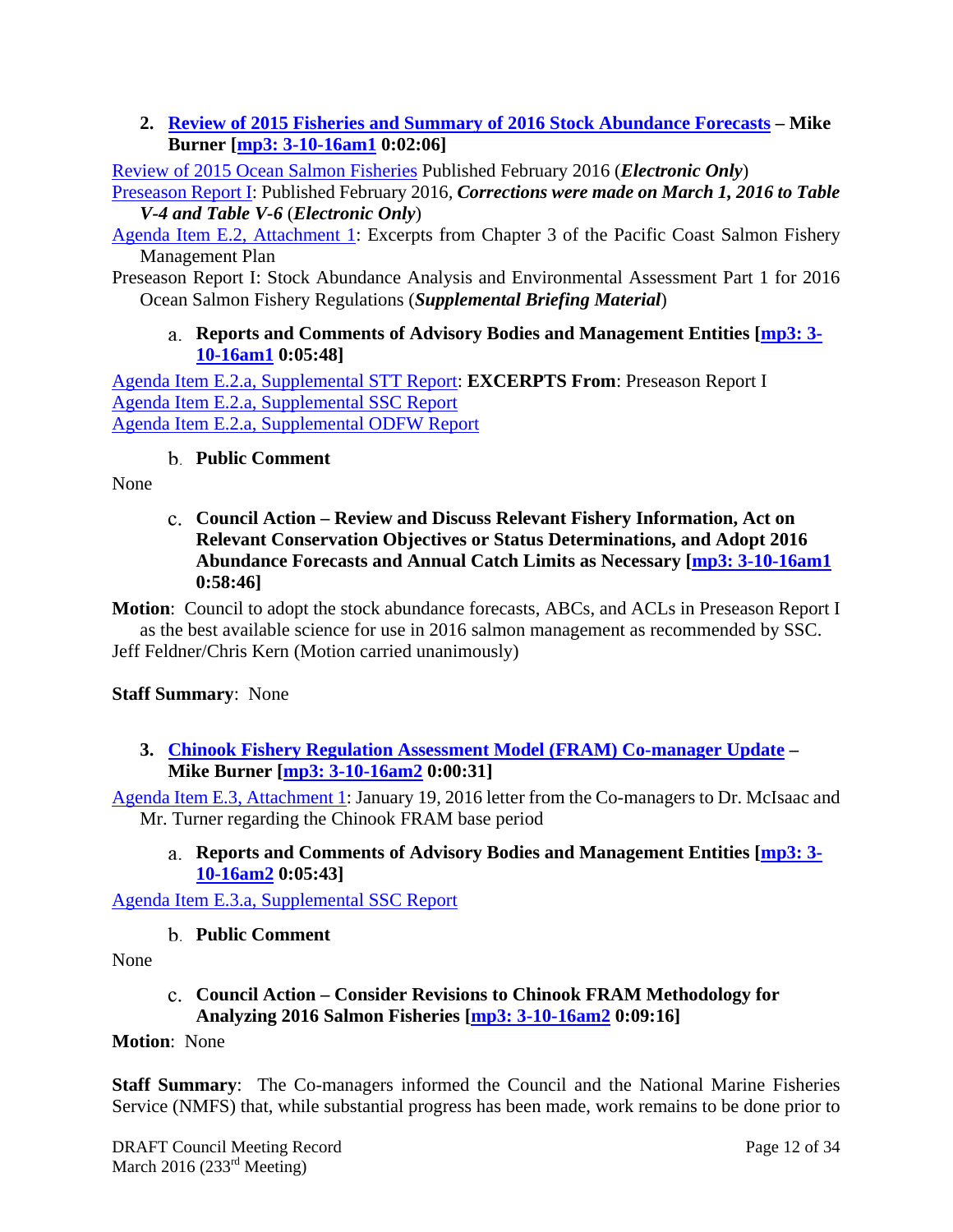**2. Review of 2015 Fisheries and Summary of 2016 Stock Abundance Forecasts – Mike Burner [mp3: 3-10-16am1 0:02:06]**

Review of 2015 Ocean Salmon Fisheries Published February 2016 (***Electronic Only***)

Preseason Report I: Published February 2016, ***Corrections were made on March 1, 2016 to Table V-4 and Table V-6*** (***Electronic Only***)

Agenda Item E.2, Attachment 1: Excerpts from Chapter 3 of the Pacific Coast Salmon Fishery Management Plan

Preseason Report I: Stock Abundance Analysis and Environmental Assessment Part 1 for 2016 Ocean Salmon Fishery Regulations (***Supplemental Briefing Material***)

a. **Reports and Comments of Advisory Bodies and Management Entities [mp3: 3-10-16am1 0:05:48]**

Agenda Item E.2.a, Supplemental STT Report: **EXCERPTS From**: Preseason Report I

Agenda Item E.2.a, Supplemental SSC Report

Agenda Item E.2.a, Supplemental ODFW Report

b. **Public Comment**

None

c. **Council Action – Review and Discuss Relevant Fishery Information, Act on Relevant Conservation Objectives or Status Determinations, and Adopt 2016 Abundance Forecasts and Annual Catch Limits as Necessary [mp3: 3-10-16am1 0:58:46]**

**Motion**: Council to adopt the stock abundance forecasts, ABCs, and ACLs in Preseason Report I as the best available science for use in 2016 salmon management as recommended by SSC.

Jeff Feldner/Chris Kern (Motion carried unanimously)

**Staff Summary**: None

**3. Chinook Fishery Regulation Assessment Model (FRAM) Co-manager Update – Mike Burner [mp3: 3-10-16am2 0:00:31]**

Agenda Item E.3, Attachment 1: January 19, 2016 letter from the Co-managers to Dr. McIsaac and Mr. Turner regarding the Chinook FRAM base period

a. **Reports and Comments of Advisory Bodies and Management Entities [mp3: 3-10-16am2 0:05:43]**

Agenda Item E.3.a, Supplemental SSC Report

b. **Public Comment**

None

c. **Council Action – Consider Revisions to Chinook FRAM Methodology for Analyzing 2016 Salmon Fisheries [mp3: 3-10-16am2 0:09:16]**

**Motion**: None

**Staff Summary**: The Co-managers informed the Council and the National Marine Fisheries Service (NMFS) that, while substantial progress has been made, work remains to be done prior to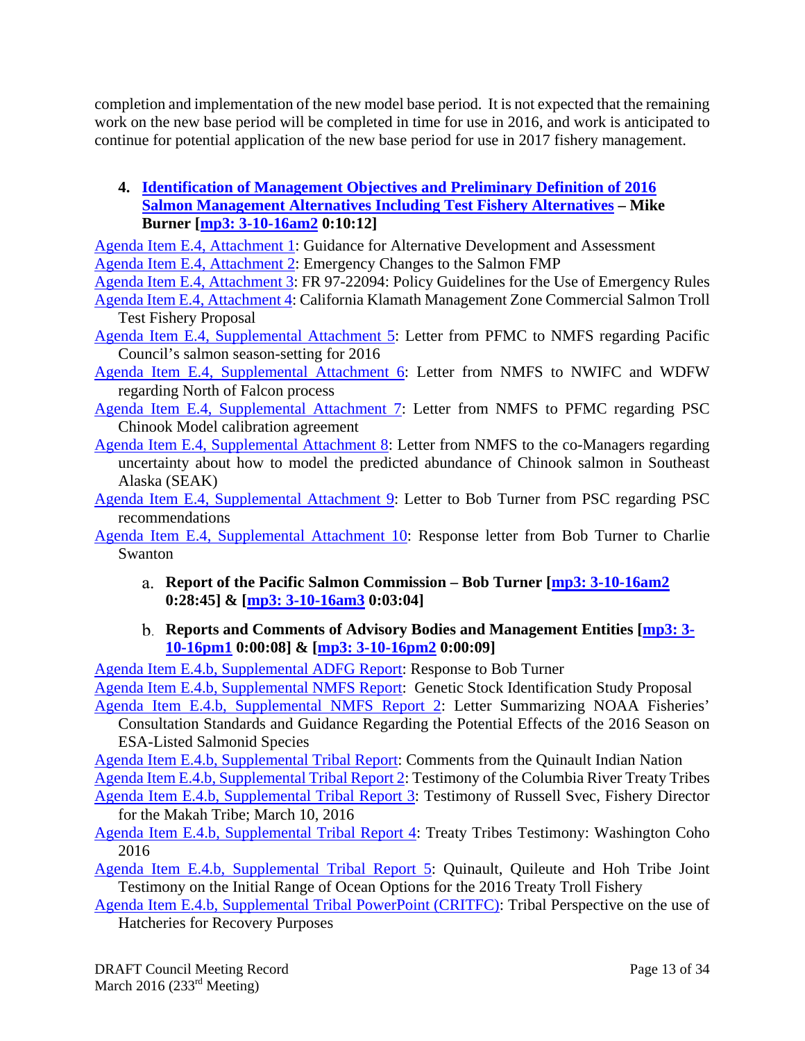completion and implementation of the new model base period. It is not expected that the remaining work on the new base period will be completed in time for use in 2016, and work is anticipated to continue for potential application of the new base period for use in 2017 fishery management.

**4. Identification of Management Objectives and Preliminary Definition of 2016 Salmon Management Alternatives Including Test Fishery Alternatives – Mike Burner [mp3: 3-10-16am2 0:10:12]**

Agenda Item E.4, Attachment 1: Guidance for Alternative Development and Assessment
Agenda Item E.4, Attachment 2: Emergency Changes to the Salmon FMP
Agenda Item E.4, Attachment 3: FR 97-22094: Policy Guidelines for the Use of Emergency Rules
Agenda Item E.4, Attachment 4: California Klamath Management Zone Commercial Salmon Troll Test Fishery Proposal
Agenda Item E.4, Supplemental Attachment 5: Letter from PFMC to NMFS regarding Pacific Council's salmon season-setting for 2016
Agenda Item E.4, Supplemental Attachment 6: Letter from NMFS to NWIFC and WDFW regarding North of Falcon process
Agenda Item E.4, Supplemental Attachment 7: Letter from NMFS to PFMC regarding PSC Chinook Model calibration agreement
Agenda Item E.4, Supplemental Attachment 8: Letter from NMFS to the co-Managers regarding uncertainty about how to model the predicted abundance of Chinook salmon in Southeast Alaska (SEAK)
Agenda Item E.4, Supplemental Attachment 9: Letter to Bob Turner from PSC regarding PSC recommendations
Agenda Item E.4, Supplemental Attachment 10: Response letter from Bob Turner to Charlie Swanton

a. **Report of the Pacific Salmon Commission – Bob Turner [mp3: 3-10-16am2 0:28:45] & [mp3: 3-10-16am3 0:03:04]**

b. **Reports and Comments of Advisory Bodies and Management Entities [mp3: 3-10-16pm1 0:00:08] & [mp3: 3-10-16pm2 0:00:09]**

Agenda Item E.4.b, Supplemental ADFG Report: Response to Bob Turner
Agenda Item E.4.b, Supplemental NMFS Report: Genetic Stock Identification Study Proposal
Agenda Item E.4.b, Supplemental NMFS Report 2: Letter Summarizing NOAA Fisheries' Consultation Standards and Guidance Regarding the Potential Effects of the 2016 Season on ESA-Listed Salmonid Species
Agenda Item E.4.b, Supplemental Tribal Report: Comments from the Quinault Indian Nation
Agenda Item E.4.b, Supplemental Tribal Report 2: Testimony of the Columbia River Treaty Tribes
Agenda Item E.4.b, Supplemental Tribal Report 3: Testimony of Russell Svec, Fishery Director for the Makah Tribe; March 10, 2016
Agenda Item E.4.b, Supplemental Tribal Report 4: Treaty Tribes Testimony: Washington Coho 2016
Agenda Item E.4.b, Supplemental Tribal Report 5: Quinault, Quileute and Hoh Tribe Joint Testimony on the Initial Range of Ocean Options for the 2016 Treaty Troll Fishery
Agenda Item E.4.b, Supplemental Tribal PowerPoint (CRITFC): Tribal Perspective on the use of Hatcheries for Recovery Purposes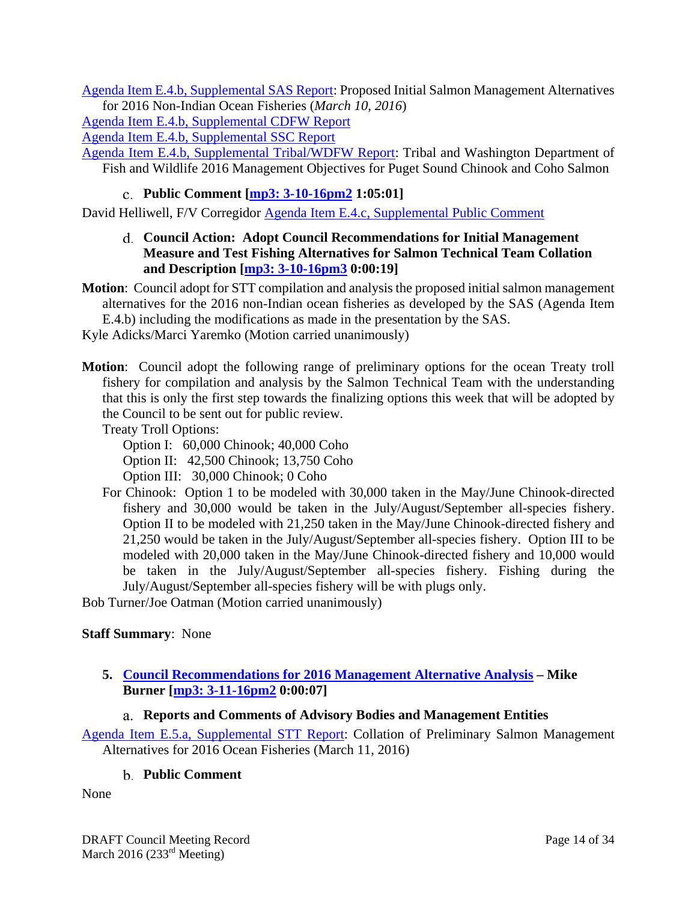Agenda Item E.4.b, Supplemental SAS Report: Proposed Initial Salmon Management Alternatives for 2016 Non-Indian Ocean Fisheries (*March 10, 2016*)

Agenda Item E.4.b, Supplemental CDFW Report

Agenda Item E.4.b, Supplemental SSC Report

Agenda Item E.4.b, Supplemental Tribal/WDFW Report: Tribal and Washington Department of Fish and Wildlife 2016 Management Objectives for Puget Sound Chinook and Coho Salmon

#### c. Public Comment [mp3: 3-10-16pm2 1:05:01]

David Helliwell, F/V Corregidor Agenda Item E.4.c, Supplemental Public Comment

#### d. Council Action: Adopt Council Recommendations for Initial Management Measure and Test Fishing Alternatives for Salmon Technical Team Collation and Description [mp3: 3-10-16pm3 0:00:19]

**Motion**: Council adopt for STT compilation and analysis the proposed initial salmon management alternatives for the 2016 non-Indian ocean fisheries as developed by the SAS (Agenda Item E.4.b) including the modifications as made in the presentation by the SAS.

Kyle Adicks/Marci Yaremko (Motion carried unanimously)

**Motion**: Council adopt the following range of preliminary options for the ocean Treaty troll fishery for compilation and analysis by the Salmon Technical Team with the understanding that this is only the first step towards the finalizing options this week that will be adopted by the Council to be sent out for public review.

Treaty Troll Options:

Option I: 60,000 Chinook; 40,000 Coho

Option II: 42,500 Chinook; 13,750 Coho

Option III: 30,000 Chinook; 0 Coho

For Chinook: Option 1 to be modeled with 30,000 taken in the May/June Chinook-directed fishery and 30,000 would be taken in the July/August/September all-species fishery. Option II to be modeled with 21,250 taken in the May/June Chinook-directed fishery and 21,250 would be taken in the July/August/September all-species fishery. Option III to be modeled with 20,000 taken in the May/June Chinook-directed fishery and 10,000 would be taken in the July/August/September all-species fishery. Fishing during the July/August/September all-species fishery will be with plugs only.

Bob Turner/Joe Oatman (Motion carried unanimously)

**Staff Summary**: None

### 5. Council Recommendations for 2016 Management Alternative Analysis – Mike Burner [mp3: 3-11-16pm2 0:00:07]

#### a. Reports and Comments of Advisory Bodies and Management Entities

Agenda Item E.5.a, Supplemental STT Report: Collation of Preliminary Salmon Management Alternatives for 2016 Ocean Fisheries (March 11, 2016)

#### b. Public Comment

None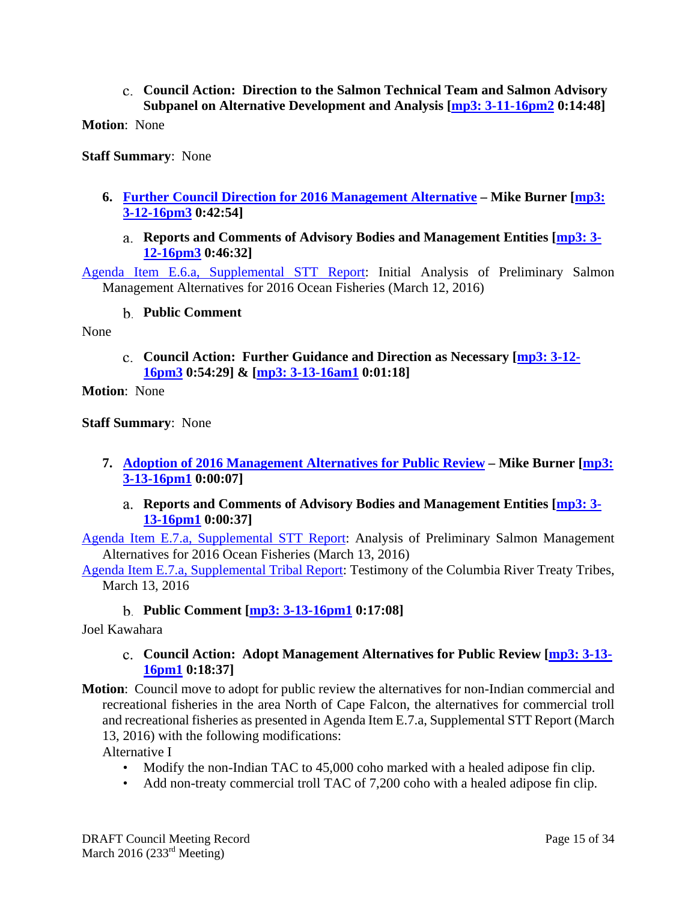c. **Council Action: Direction to the Salmon Technical Team and Salmon Advisory Subpanel on Alternative Development and Analysis [mp3: 3-11-16pm2 0:14:48]**

**Motion**: None

**Staff Summary**: None

6. **Further Council Direction for 2016 Management Alternative – Mike Burner [mp3: 3-12-16pm3 0:42:54]**

a. **Reports and Comments of Advisory Bodies and Management Entities [mp3: 3-12-16pm3 0:46:32]**

Agenda Item E.6.a, Supplemental STT Report: Initial Analysis of Preliminary Salmon Management Alternatives for 2016 Ocean Fisheries (March 12, 2016)

b. **Public Comment**

None

c. **Council Action: Further Guidance and Direction as Necessary [mp3: 3-12-16pm3 0:54:29] & [mp3: 3-13-16am1 0:01:18]**

**Motion**: None

**Staff Summary**: None

7. **Adoption of 2016 Management Alternatives for Public Review – Mike Burner [mp3: 3-13-16pm1 0:00:07]**

a. **Reports and Comments of Advisory Bodies and Management Entities [mp3: 3-13-16pm1 0:00:37]**

Agenda Item E.7.a, Supplemental STT Report: Analysis of Preliminary Salmon Management Alternatives for 2016 Ocean Fisheries (March 13, 2016)

Agenda Item E.7.a, Supplemental Tribal Report: Testimony of the Columbia River Treaty Tribes, March 13, 2016

b. **Public Comment [mp3: 3-13-16pm1 0:17:08]**

Joel Kawahara

c. **Council Action: Adopt Management Alternatives for Public Review [mp3: 3-13-16pm1 0:18:37]**

**Motion**: Council move to adopt for public review the alternatives for non-Indian commercial and recreational fisheries in the area North of Cape Falcon, the alternatives for commercial troll and recreational fisheries as presented in Agenda Item E.7.a, Supplemental STT Report (March 13, 2016) with the following modifications:

Alternative I

- Modify the non-Indian TAC to 45,000 coho marked with a healed adipose fin clip.
- Add non-treaty commercial troll TAC of 7,200 coho with a healed adipose fin clip.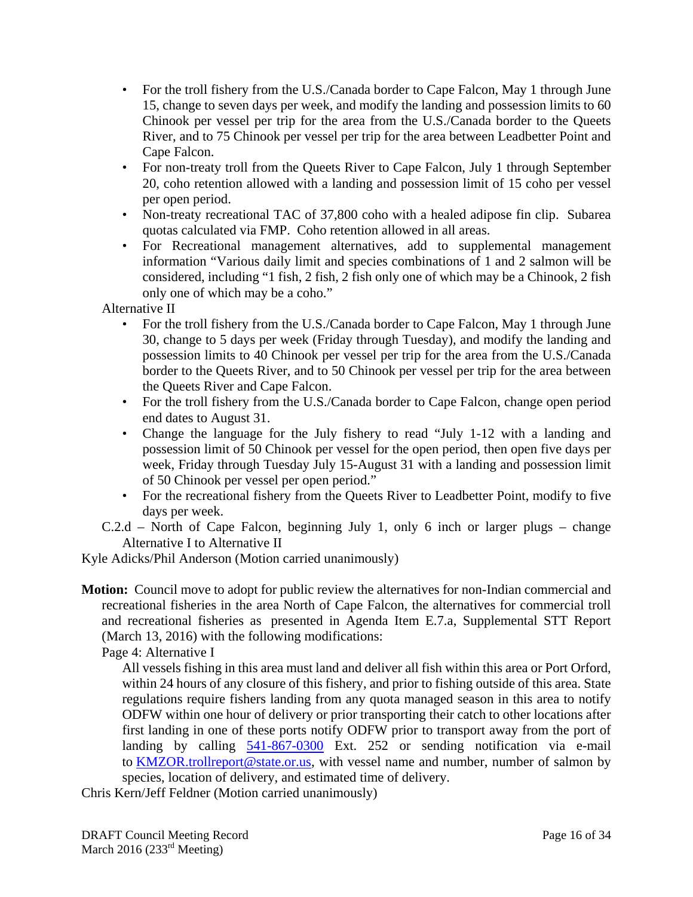- For the troll fishery from the U.S./Canada border to Cape Falcon, May 1 through June 15, change to seven days per week, and modify the landing and possession limits to 60 Chinook per vessel per trip for the area from the U.S./Canada border to the Queets River, and to 75 Chinook per vessel per trip for the area between Leadbetter Point and Cape Falcon.
- For non-treaty troll from the Queets River to Cape Falcon, July 1 through September 20, coho retention allowed with a landing and possession limit of 15 coho per vessel per open period.
- Non-treaty recreational TAC of 37,800 coho with a healed adipose fin clip. Subarea quotas calculated via FMP. Coho retention allowed in all areas.
- For Recreational management alternatives, add to supplemental management information "Various daily limit and species combinations of 1 and 2 salmon will be considered, including "1 fish, 2 fish, 2 fish only one of which may be a Chinook, 2 fish only one of which may be a coho."

Alternative II

- For the troll fishery from the U.S./Canada border to Cape Falcon, May 1 through June 30, change to 5 days per week (Friday through Tuesday), and modify the landing and possession limits to 40 Chinook per vessel per trip for the area from the U.S./Canada border to the Queets River, and to 50 Chinook per vessel per trip for the area between the Queets River and Cape Falcon.
- For the troll fishery from the U.S./Canada border to Cape Falcon, change open period end dates to August 31.
- Change the language for the July fishery to read "July 1-12 with a landing and possession limit of 50 Chinook per vessel for the open period, then open five days per week, Friday through Tuesday July 15-August 31 with a landing and possession limit of 50 Chinook per vessel per open period."
- For the recreational fishery from the Queets River to Leadbetter Point, modify to five days per week.

C.2.d – North of Cape Falcon, beginning July 1, only 6 inch or larger plugs – change Alternative I to Alternative II

Kyle Adicks/Phil Anderson (Motion carried unanimously)

**Motion:** Council move to adopt for public review the alternatives for non-Indian commercial and recreational fisheries in the area North of Cape Falcon, the alternatives for commercial troll and recreational fisheries as presented in Agenda Item E.7.a, Supplemental STT Report (March 13, 2016) with the following modifications:

Page 4: Alternative I

All vessels fishing in this area must land and deliver all fish within this area or Port Orford, within 24 hours of any closure of this fishery, and prior to fishing outside of this area. State regulations require fishers landing from any quota managed season in this area to notify ODFW within one hour of delivery or prior transporting their catch to other locations after first landing in one of these ports notify ODFW prior to transport away from the port of landing by calling 541-867-0300 Ext. 252 or sending notification via e-mail to KMZOR.trollreport@state.or.us, with vessel name and number, number of salmon by species, location of delivery, and estimated time of delivery.

Chris Kern/Jeff Feldner (Motion carried unanimously)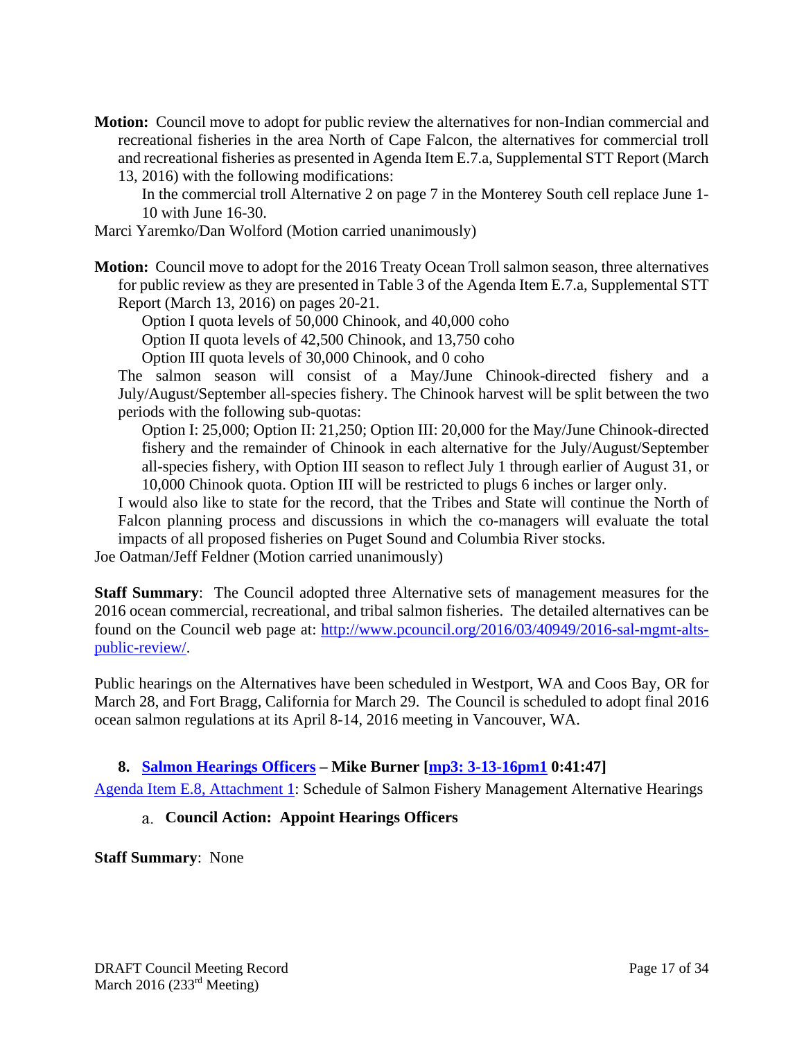**Motion:** Council move to adopt for public review the alternatives for non-Indian commercial and recreational fisheries in the area North of Cape Falcon, the alternatives for commercial troll and recreational fisheries as presented in Agenda Item E.7.a, Supplemental STT Report (March 13, 2016) with the following modifications:

In the commercial troll Alternative 2 on page 7 in the Monterey South cell replace June 1-10 with June 16-30.

Marci Yaremko/Dan Wolford (Motion carried unanimously)

**Motion:** Council move to adopt for the 2016 Treaty Ocean Troll salmon season, three alternatives for public review as they are presented in Table 3 of the Agenda Item E.7.a, Supplemental STT Report (March 13, 2016) on pages 20-21.

Option I quota levels of 50,000 Chinook, and 40,000 coho

Option II quota levels of 42,500 Chinook, and 13,750 coho

Option III quota levels of 30,000 Chinook, and 0 coho

The salmon season will consist of a May/June Chinook-directed fishery and a July/August/September all-species fishery. The Chinook harvest will be split between the two periods with the following sub-quotas:

Option I: 25,000; Option II: 21,250; Option III: 20,000 for the May/June Chinook-directed fishery and the remainder of Chinook in each alternative for the July/August/September all-species fishery, with Option III season to reflect July 1 through earlier of August 31, or 10,000 Chinook quota. Option III will be restricted to plugs 6 inches or larger only.

I would also like to state for the record, that the Tribes and State will continue the North of Falcon planning process and discussions in which the co-managers will evaluate the total impacts of all proposed fisheries on Puget Sound and Columbia River stocks.

Joe Oatman/Jeff Feldner (Motion carried unanimously)

**Staff Summary**: The Council adopted three Alternative sets of management measures for the 2016 ocean commercial, recreational, and tribal salmon fisheries. The detailed alternatives can be found on the Council web page at: http://www.pcouncil.org/2016/03/40949/2016-sal-mgmt-alts-public-review/.

Public hearings on the Alternatives have been scheduled in Westport, WA and Coos Bay, OR for March 28, and Fort Bragg, California for March 29. The Council is scheduled to adopt final 2016 ocean salmon regulations at its April 8-14, 2016 meeting in Vancouver, WA.

### 8. Salmon Hearings Officers – Mike Burner [mp3: 3-13-16pm1 0:41:47]

Agenda Item E.8, Attachment 1: Schedule of Salmon Fishery Management Alternative Hearings

#### a. Council Action: Appoint Hearings Officers

**Staff Summary**: None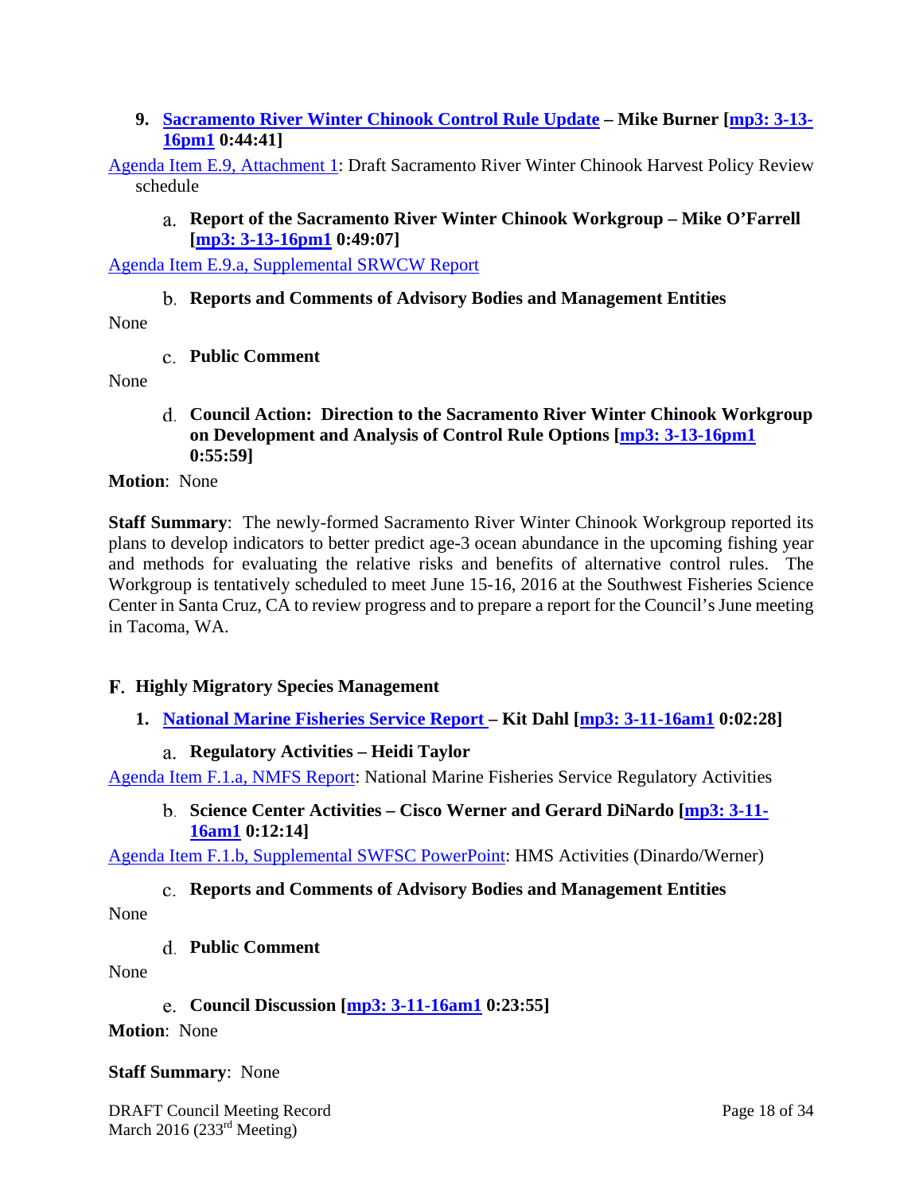9. **Sacramento River Winter Chinook Control Rule Update – Mike Burner [mp3: 3-13-16pm1 0:44:41]**

Agenda Item E.9, Attachment 1: Draft Sacramento River Winter Chinook Harvest Policy Review schedule

a. **Report of the Sacramento River Winter Chinook Workgroup – Mike O'Farrell [mp3: 3-13-16pm1 0:49:07]**

Agenda Item E.9.a, Supplemental SRWCW Report

b. **Reports and Comments of Advisory Bodies and Management Entities**

None

c. **Public Comment**

None

d. **Council Action: Direction to the Sacramento River Winter Chinook Workgroup on Development and Analysis of Control Rule Options [mp3: 3-13-16pm1 0:55:59]**

**Motion**: None

**Staff Summary**: The newly-formed Sacramento River Winter Chinook Workgroup reported its plans to develop indicators to better predict age-3 ocean abundance in the upcoming fishing year and methods for evaluating the relative risks and benefits of alternative control rules. The Workgroup is tentatively scheduled to meet June 15-16, 2016 at the Southwest Fisheries Science Center in Santa Cruz, CA to review progress and to prepare a report for the Council's June meeting in Tacoma, WA.

## F. Highly Migratory Species Management

1. **National Marine Fisheries Service Report – Kit Dahl [mp3: 3-11-16am1 0:02:28]**

a. **Regulatory Activities – Heidi Taylor**

Agenda Item F.1.a, NMFS Report: National Marine Fisheries Service Regulatory Activities

b. **Science Center Activities – Cisco Werner and Gerard DiNardo [mp3: 3-11-16am1 0:12:14]**

Agenda Item F.1.b, Supplemental SWFSC PowerPoint: HMS Activities (Dinardo/Werner)

c. **Reports and Comments of Advisory Bodies and Management Entities**

None

d. **Public Comment**

None

e. **Council Discussion [mp3: 3-11-16am1 0:23:55]**

**Motion**: None

**Staff Summary**: None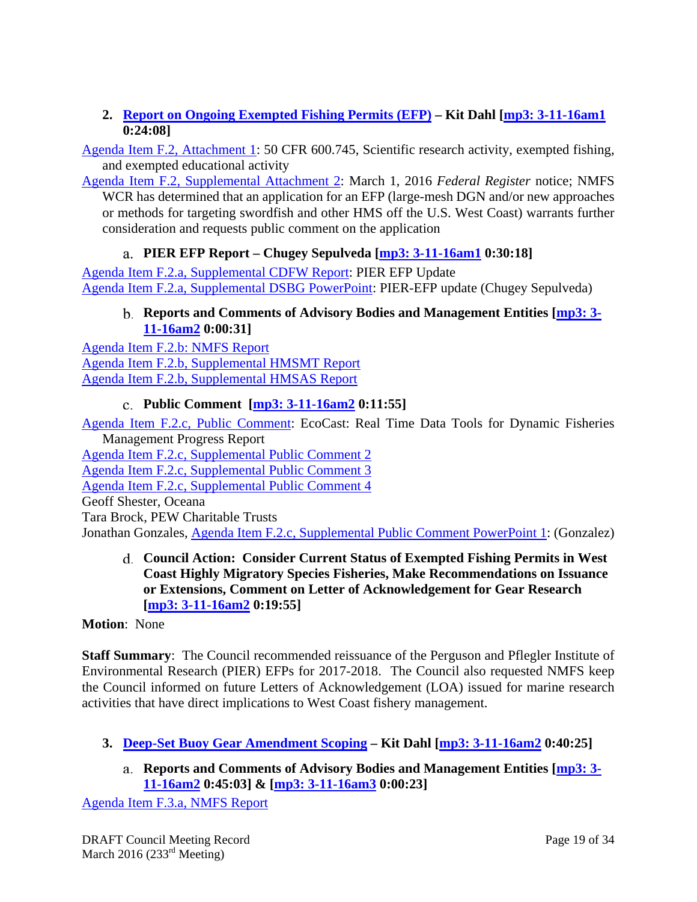2. **Report on Ongoing Exempted Fishing Permits (EFP) – Kit Dahl [mp3: 3-11-16am1 0:24:08]**

Agenda Item F.2, Attachment 1: 50 CFR 600.745, Scientific research activity, exempted fishing, and exempted educational activity

Agenda Item F.2, Supplemental Attachment 2: March 1, 2016 *Federal Register* notice; NMFS WCR has determined that an application for an EFP (large-mesh DGN and/or new approaches or methods for targeting swordfish and other HMS off the U.S. West Coast) warrants further consideration and requests public comment on the application

a. **PIER EFP Report – Chugey Sepulveda [mp3: 3-11-16am1 0:30:18]**

Agenda Item F.2.a, Supplemental CDFW Report: PIER EFP Update
Agenda Item F.2.a, Supplemental DSBG PowerPoint: PIER-EFP update (Chugey Sepulveda)

b. **Reports and Comments of Advisory Bodies and Management Entities [mp3: 3-11-16am2 0:00:31]**

Agenda Item F.2.b: NMFS Report
Agenda Item F.2.b, Supplemental HMSMT Report
Agenda Item F.2.b, Supplemental HMSAS Report

c. **Public Comment [mp3: 3-11-16am2 0:11:55]**

Agenda Item F.2.c, Public Comment: EcoCast: Real Time Data Tools for Dynamic Fisheries Management Progress Report
Agenda Item F.2.c, Supplemental Public Comment 2
Agenda Item F.2.c, Supplemental Public Comment 3
Agenda Item F.2.c, Supplemental Public Comment 4
Geoff Shester, Oceana
Tara Brock, PEW Charitable Trusts
Jonathan Gonzales, Agenda Item F.2.c, Supplemental Public Comment PowerPoint 1: (Gonzalez)

d. **Council Action: Consider Current Status of Exempted Fishing Permits in West Coast Highly Migratory Species Fisheries, Make Recommendations on Issuance or Extensions, Comment on Letter of Acknowledgement for Gear Research [mp3: 3-11-16am2 0:19:55]**

**Motion**: None

**Staff Summary**: The Council recommended reissuance of the Perguson and Pflegler Institute of Environmental Research (PIER) EFPs for 2017-2018. The Council also requested NMFS keep the Council informed on future Letters of Acknowledgement (LOA) issued for marine research activities that have direct implications to West Coast fishery management.

3. **Deep-Set Buoy Gear Amendment Scoping – Kit Dahl [mp3: 3-11-16am2 0:40:25]**

a. **Reports and Comments of Advisory Bodies and Management Entities [mp3: 3-11-16am2 0:45:03] & [mp3: 3-11-16am3 0:00:23]**

Agenda Item F.3.a, NMFS Report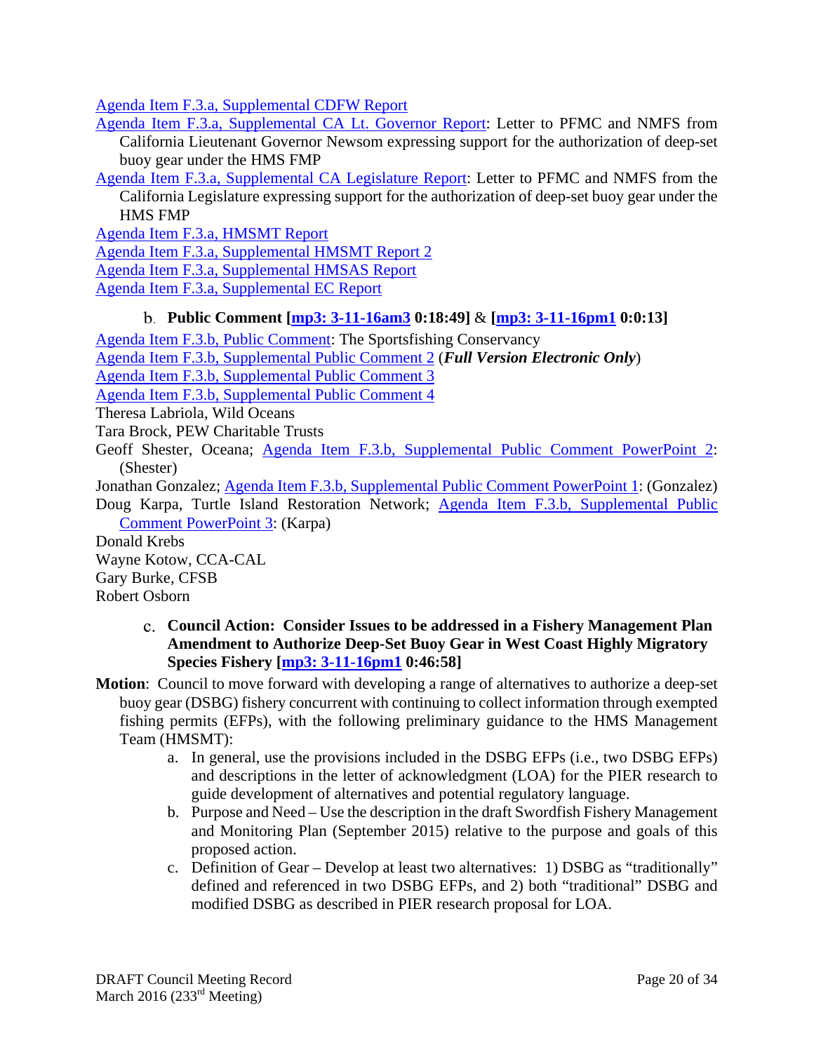Agenda Item F.3.a, Supplemental CDFW Report

Agenda Item F.3.a, Supplemental CA Lt. Governor Report: Letter to PFMC and NMFS from California Lieutenant Governor Newsom expressing support for the authorization of deep-set buoy gear under the HMS FMP

Agenda Item F.3.a, Supplemental CA Legislature Report: Letter to PFMC and NMFS from the California Legislature expressing support for the authorization of deep-set buoy gear under the HMS FMP

Agenda Item F.3.a, HMSMT Report

Agenda Item F.3.a, Supplemental HMSMT Report 2

Agenda Item F.3.a, Supplemental HMSAS Report

Agenda Item F.3.a, Supplemental EC Report

b. **Public Comment [mp3: 3-11-16am3 0:18:49] & [mp3: 3-11-16pm1 0:0:13]**

Agenda Item F.3.b, Public Comment: The Sportsfishing Conservancy

Agenda Item F.3.b, Supplemental Public Comment 2 (***Full Version Electronic Only***)

Agenda Item F.3.b, Supplemental Public Comment 3

Agenda Item F.3.b, Supplemental Public Comment 4

Theresa Labriola, Wild Oceans

Tara Brock, PEW Charitable Trusts

Geoff Shester, Oceana; Agenda Item F.3.b, Supplemental Public Comment PowerPoint 2: (Shester)

Jonathan Gonzalez; Agenda Item F.3.b, Supplemental Public Comment PowerPoint 1: (Gonzalez)

Doug Karpa, Turtle Island Restoration Network; Agenda Item F.3.b, Supplemental Public Comment PowerPoint 3: (Karpa)

Donald Krebs

Wayne Kotow, CCA-CAL

Gary Burke, CFSB

Robert Osborn

c. **Council Action: Consider Issues to be addressed in a Fishery Management Plan Amendment to Authorize Deep-Set Buoy Gear in West Coast Highly Migratory Species Fishery [mp3: 3-11-16pm1 0:46:58]**

**Motion**: Council to move forward with developing a range of alternatives to authorize a deep-set buoy gear (DSBG) fishery concurrent with continuing to collect information through exempted fishing permits (EFPs), with the following preliminary guidance to the HMS Management Team (HMSMT):

a. In general, use the provisions included in the DSBG EFPs (i.e., two DSBG EFPs) and descriptions in the letter of acknowledgment (LOA) for the PIER research to guide development of alternatives and potential regulatory language.

b. Purpose and Need – Use the description in the draft Swordfish Fishery Management and Monitoring Plan (September 2015) relative to the purpose and goals of this proposed action.

c. Definition of Gear – Develop at least two alternatives: 1) DSBG as "traditionally" defined and referenced in two DSBG EFPs, and 2) both "traditional" DSBG and modified DSBG as described in PIER research proposal for LOA.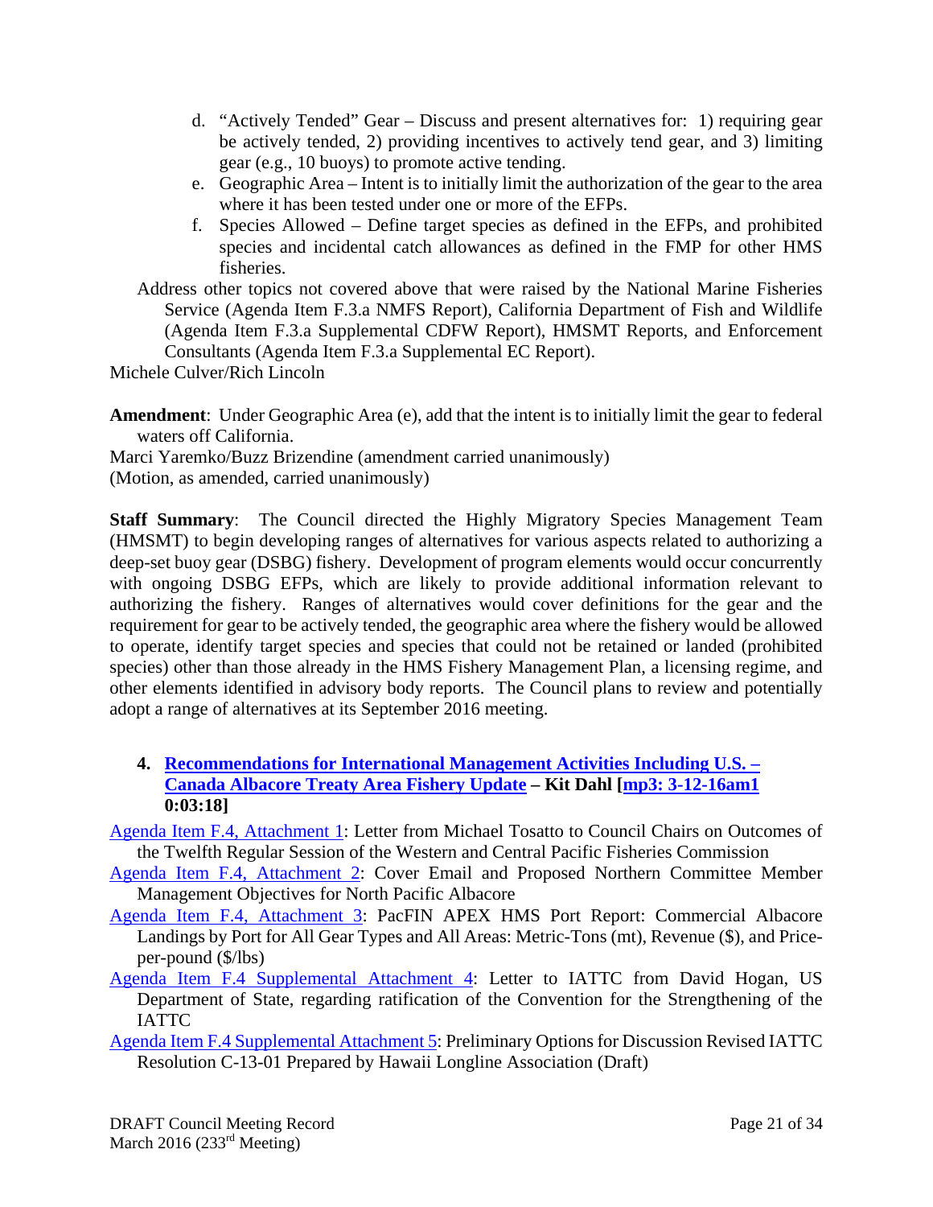d. "Actively Tended" Gear – Discuss and present alternatives for: 1) requiring gear be actively tended, 2) providing incentives to actively tend gear, and 3) limiting gear (e.g., 10 buoys) to promote active tending.

e. Geographic Area – Intent is to initially limit the authorization of the gear to the area where it has been tested under one or more of the EFPs.

f. Species Allowed – Define target species as defined in the EFPs, and prohibited species and incidental catch allowances as defined in the FMP for other HMS fisheries.

Address other topics not covered above that were raised by the National Marine Fisheries Service (Agenda Item F.3.a NMFS Report), California Department of Fish and Wildlife (Agenda Item F.3.a Supplemental CDFW Report), HMSMT Reports, and Enforcement Consultants (Agenda Item F.3.a Supplemental EC Report).

Michele Culver/Rich Lincoln

**Amendment**: Under Geographic Area (e), add that the intent is to initially limit the gear to federal waters off California.

Marci Yaremko/Buzz Brizendine (amendment carried unanimously)

(Motion, as amended, carried unanimously)

**Staff Summary**: The Council directed the Highly Migratory Species Management Team (HMSMT) to begin developing ranges of alternatives for various aspects related to authorizing a deep-set buoy gear (DSBG) fishery. Development of program elements would occur concurrently with ongoing DSBG EFPs, which are likely to provide additional information relevant to authorizing the fishery. Ranges of alternatives would cover definitions for the gear and the requirement for gear to be actively tended, the geographic area where the fishery would be allowed to operate, identify target species and species that could not be retained or landed (prohibited species) other than those already in the HMS Fishery Management Plan, a licensing regime, and other elements identified in advisory body reports. The Council plans to review and potentially adopt a range of alternatives at its September 2016 meeting.

### 4. Recommendations for International Management Activities Including U.S. – Canada Albacore Treaty Area Fishery Update – Kit Dahl [mp3: 3-12-16am1 0:03:18]

Agenda Item F.4, Attachment 1: Letter from Michael Tosatto to Council Chairs on Outcomes of the Twelfth Regular Session of the Western and Central Pacific Fisheries Commission

Agenda Item F.4, Attachment 2: Cover Email and Proposed Northern Committee Member Management Objectives for North Pacific Albacore

Agenda Item F.4, Attachment 3: PacFIN APEX HMS Port Report: Commercial Albacore Landings by Port for All Gear Types and All Areas: Metric-Tons (mt), Revenue ($), and Price-per-pound ($/lbs)

Agenda Item F.4 Supplemental Attachment 4: Letter to IATTC from David Hogan, US Department of State, regarding ratification of the Convention for the Strengthening of the IATTC

Agenda Item F.4 Supplemental Attachment 5: Preliminary Options for Discussion Revised IATTC Resolution C-13-01 Prepared by Hawaii Longline Association (Draft)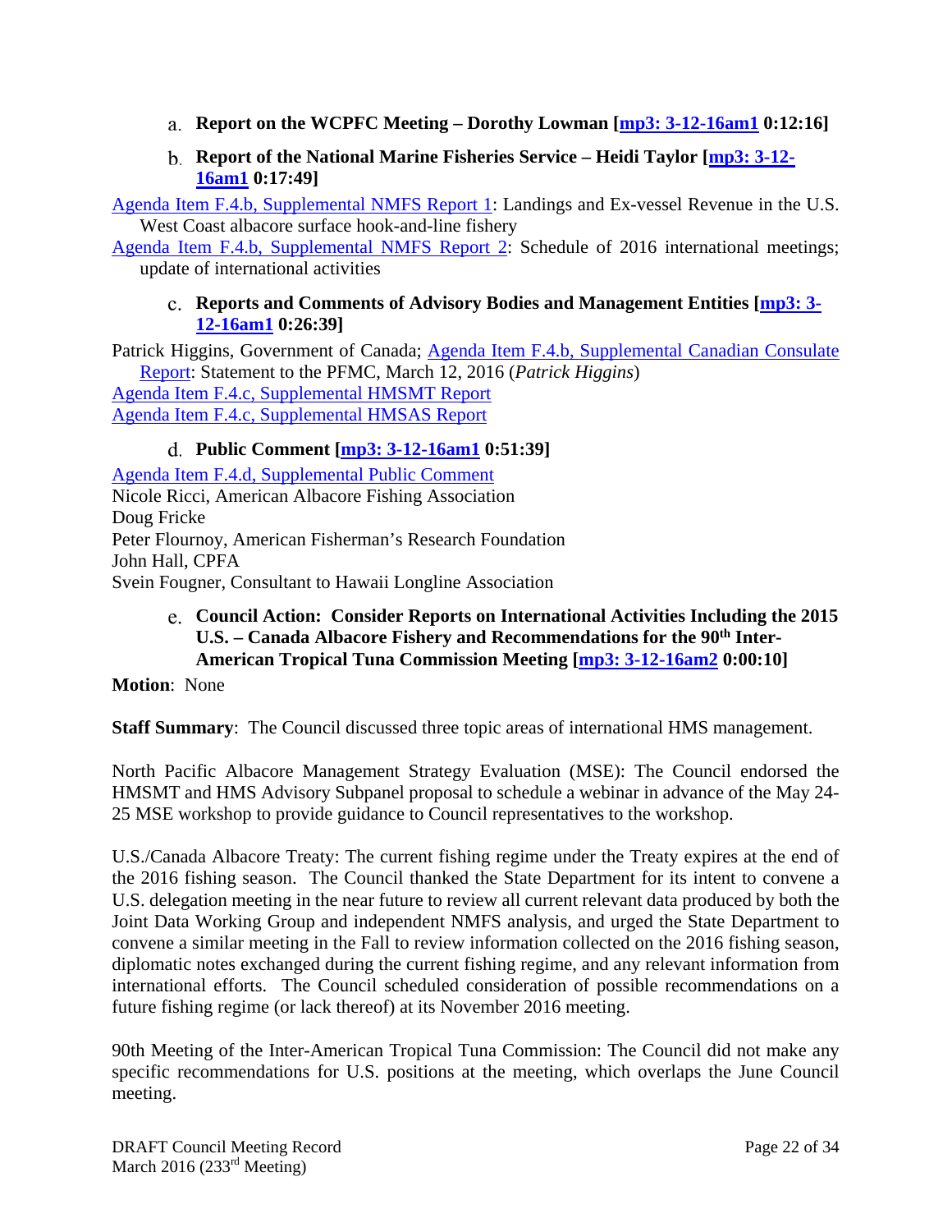a. **Report on the WCPFC Meeting – Dorothy Lowman [mp3: 3-12-16am1 0:12:16]**

b. **Report of the National Marine Fisheries Service – Heidi Taylor [mp3: 3-12-16am1 0:17:49]**

Agenda Item F.4.b, Supplemental NMFS Report 1: Landings and Ex-vessel Revenue in the U.S. West Coast albacore surface hook-and-line fishery

Agenda Item F.4.b, Supplemental NMFS Report 2: Schedule of 2016 international meetings; update of international activities

c. **Reports and Comments of Advisory Bodies and Management Entities [mp3: 3-12-16am1 0:26:39]**

Patrick Higgins, Government of Canada; Agenda Item F.4.b, Supplemental Canadian Consulate Report: Statement to the PFMC, March 12, 2016 (*Patrick Higgins*)

Agenda Item F.4.c, Supplemental HMSMT Report

Agenda Item F.4.c, Supplemental HMSAS Report

d. **Public Comment [mp3: 3-12-16am1 0:51:39]**

Agenda Item F.4.d, Supplemental Public Comment

Nicole Ricci, American Albacore Fishing Association

Doug Fricke

Peter Flournoy, American Fisherman's Research Foundation

John Hall, CPFA

Svein Fougner, Consultant to Hawaii Longline Association

e. **Council Action: Consider Reports on International Activities Including the 2015 U.S. – Canada Albacore Fishery and Recommendations for the 90th Inter-American Tropical Tuna Commission Meeting [mp3: 3-12-16am2 0:00:10]**

**Motion**: None

**Staff Summary**: The Council discussed three topic areas of international HMS management.

North Pacific Albacore Management Strategy Evaluation (MSE): The Council endorsed the HMSMT and HMS Advisory Subpanel proposal to schedule a webinar in advance of the May 24-25 MSE workshop to provide guidance to Council representatives to the workshop.

U.S./Canada Albacore Treaty: The current fishing regime under the Treaty expires at the end of the 2016 fishing season. The Council thanked the State Department for its intent to convene a U.S. delegation meeting in the near future to review all current relevant data produced by both the Joint Data Working Group and independent NMFS analysis, and urged the State Department to convene a similar meeting in the Fall to review information collected on the 2016 fishing season, diplomatic notes exchanged during the current fishing regime, and any relevant information from international efforts. The Council scheduled consideration of possible recommendations on a future fishing regime (or lack thereof) at its November 2016 meeting.

90th Meeting of the Inter-American Tropical Tuna Commission: The Council did not make any specific recommendations for U.S. positions at the meeting, which overlaps the June Council meeting.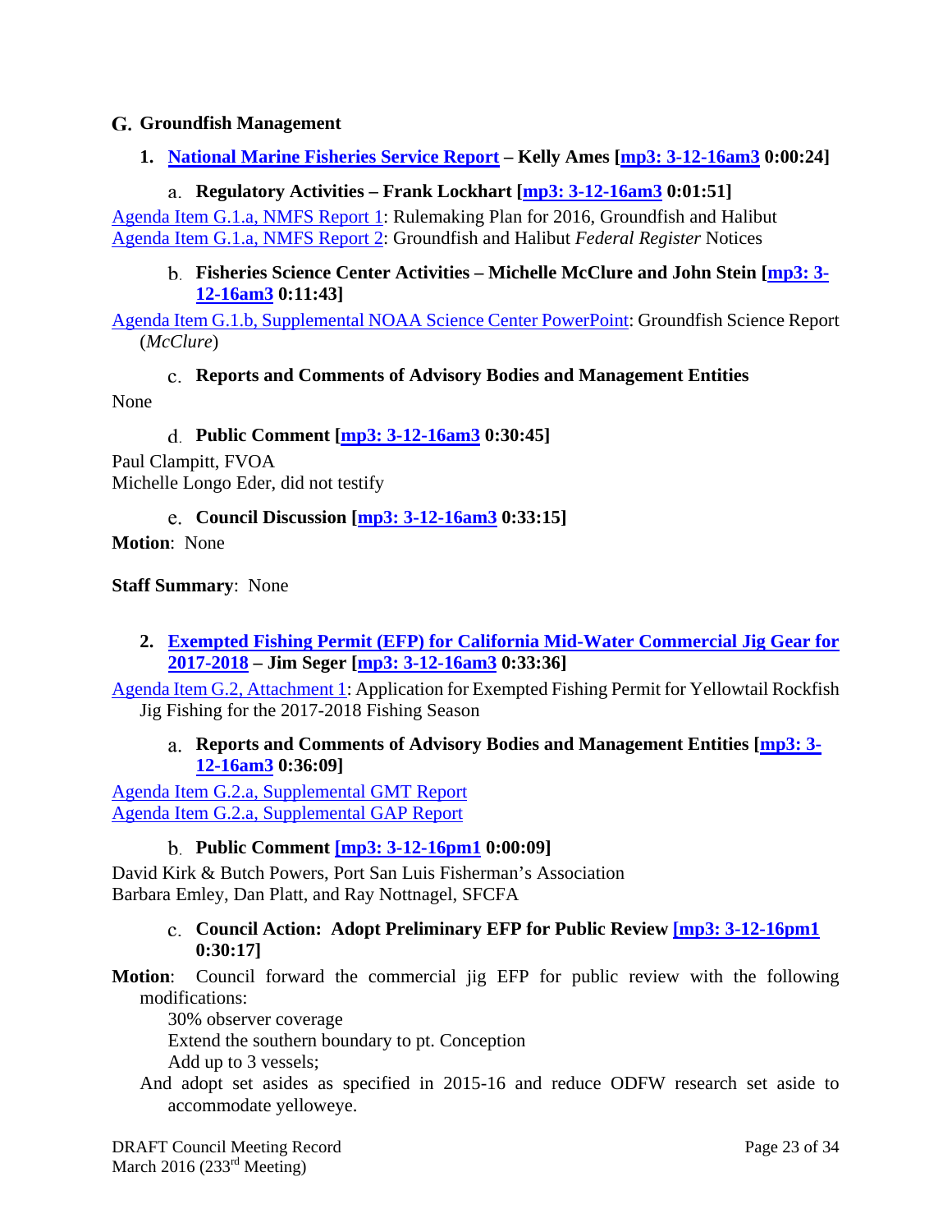## G. Groundfish Management

### 1. National Marine Fisheries Service Report – Kelly Ames [mp3: 3-12-16am3 0:00:24]

#### a. Regulatory Activities – Frank Lockhart [mp3: 3-12-16am3 0:01:51]

Agenda Item G.1.a, NMFS Report 1: Rulemaking Plan for 2016, Groundfish and Halibut
Agenda Item G.1.a, NMFS Report 2: Groundfish and Halibut *Federal Register* Notices

#### b. Fisheries Science Center Activities – Michelle McClure and John Stein [mp3: 3-12-16am3 0:11:43]

Agenda Item G.1.b, Supplemental NOAA Science Center PowerPoint: Groundfish Science Report (*McClure*)

#### c. Reports and Comments of Advisory Bodies and Management Entities

None

#### d. Public Comment [mp3: 3-12-16am3 0:30:45]

Paul Clampitt, FVOA
Michelle Longo Eder, did not testify

#### e. Council Discussion [mp3: 3-12-16am3 0:33:15]

**Motion**: None

**Staff Summary**: None

### 2. Exempted Fishing Permit (EFP) for California Mid-Water Commercial Jig Gear for 2017-2018 – Jim Seger [mp3: 3-12-16am3 0:33:36]

Agenda Item G.2, Attachment 1: Application for Exempted Fishing Permit for Yellowtail Rockfish Jig Fishing for the 2017-2018 Fishing Season

#### a. Reports and Comments of Advisory Bodies and Management Entities [mp3: 3-12-16am3 0:36:09]

Agenda Item G.2.a, Supplemental GMT Report
Agenda Item G.2.a, Supplemental GAP Report

#### b. Public Comment [mp3: 3-12-16pm1 0:00:09]

David Kirk & Butch Powers, Port San Luis Fisherman's Association
Barbara Emley, Dan Platt, and Ray Nottnagel, SFCFA

#### c. Council Action: Adopt Preliminary EFP for Public Review [mp3: 3-12-16pm1 0:30:17]

**Motion**: Council forward the commercial jig EFP for public review with the following modifications:

30% observer coverage
Extend the southern boundary to pt. Conception
Add up to 3 vessels;

And adopt set asides as specified in 2015-16 and reduce ODFW research set aside to accommodate yelloweye.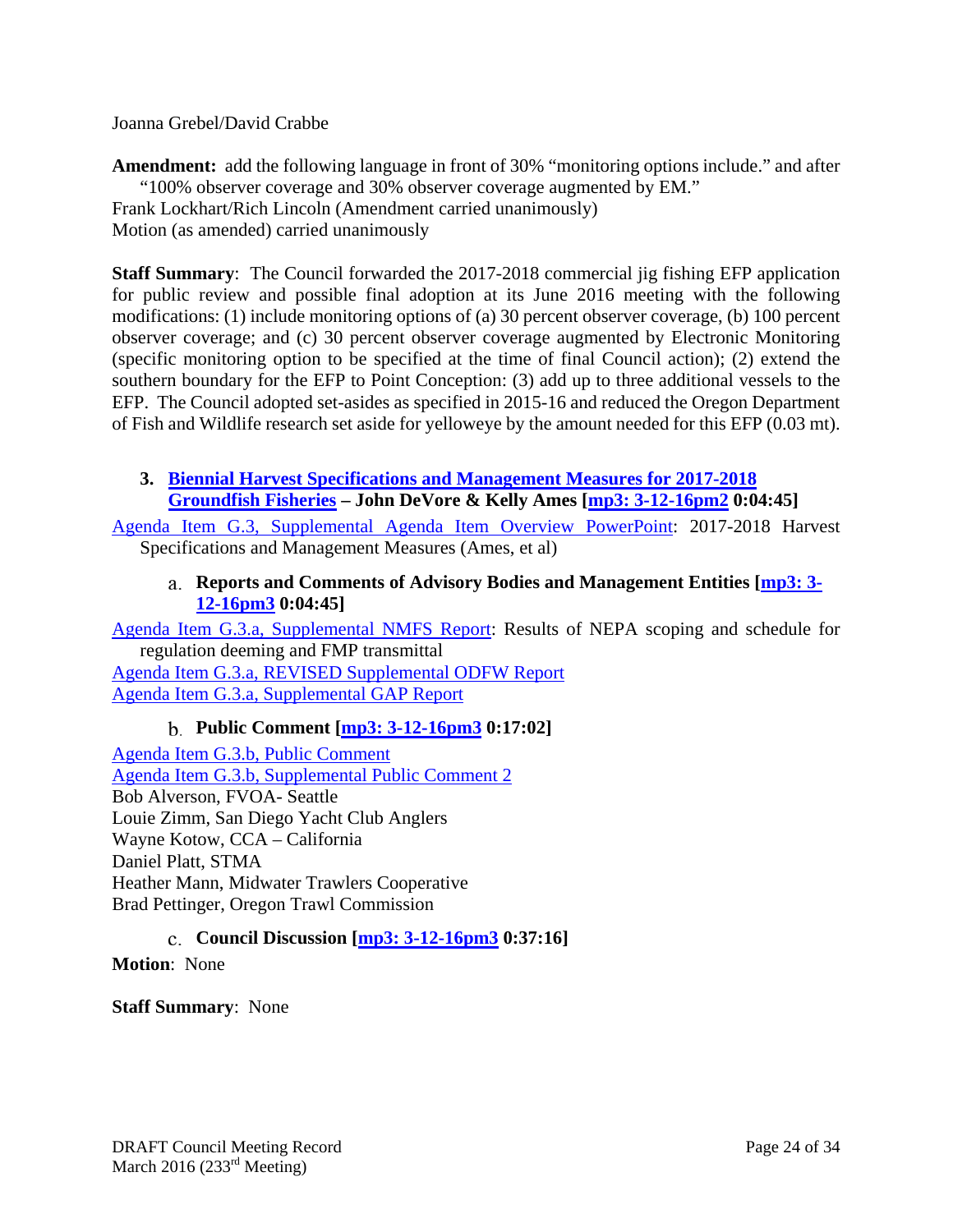Joanna Grebel/David Crabbe

**Amendment:** add the following language in front of 30% "monitoring options include." and after "100% observer coverage and 30% observer coverage augmented by EM."
Frank Lockhart/Rich Lincoln (Amendment carried unanimously)
Motion (as amended) carried unanimously

**Staff Summary**: The Council forwarded the 2017-2018 commercial jig fishing EFP application for public review and possible final adoption at its June 2016 meeting with the following modifications: (1) include monitoring options of (a) 30 percent observer coverage, (b) 100 percent observer coverage; and (c) 30 percent observer coverage augmented by Electronic Monitoring (specific monitoring option to be specified at the time of final Council action); (2) extend the southern boundary for the EFP to Point Conception: (3) add up to three additional vessels to the EFP. The Council adopted set-asides as specified in 2015-16 and reduced the Oregon Department of Fish and Wildlife research set aside for yelloweye by the amount needed for this EFP (0.03 mt).

### 3. Biennial Harvest Specifications and Management Measures for 2017-2018 Groundfish Fisheries – John DeVore & Kelly Ames [mp3: 3-12-16pm2 0:04:45]

Agenda Item G.3, Supplemental Agenda Item Overview PowerPoint: 2017-2018 Harvest Specifications and Management Measures (Ames, et al)

#### a. Reports and Comments of Advisory Bodies and Management Entities [mp3: 3-12-16pm3 0:04:45]

Agenda Item G.3.a, Supplemental NMFS Report: Results of NEPA scoping and schedule for regulation deeming and FMP transmittal
Agenda Item G.3.a, REVISED Supplemental ODFW Report
Agenda Item G.3.a, Supplemental GAP Report

#### b. Public Comment [mp3: 3-12-16pm3 0:17:02]

Agenda Item G.3.b, Public Comment
Agenda Item G.3.b, Supplemental Public Comment 2
Bob Alverson, FVOA- Seattle
Louie Zimm, San Diego Yacht Club Anglers
Wayne Kotow, CCA – California
Daniel Platt, STMA
Heather Mann, Midwater Trawlers Cooperative
Brad Pettinger, Oregon Trawl Commission

#### c. Council Discussion [mp3: 3-12-16pm3 0:37:16]

**Motion**: None

**Staff Summary**: None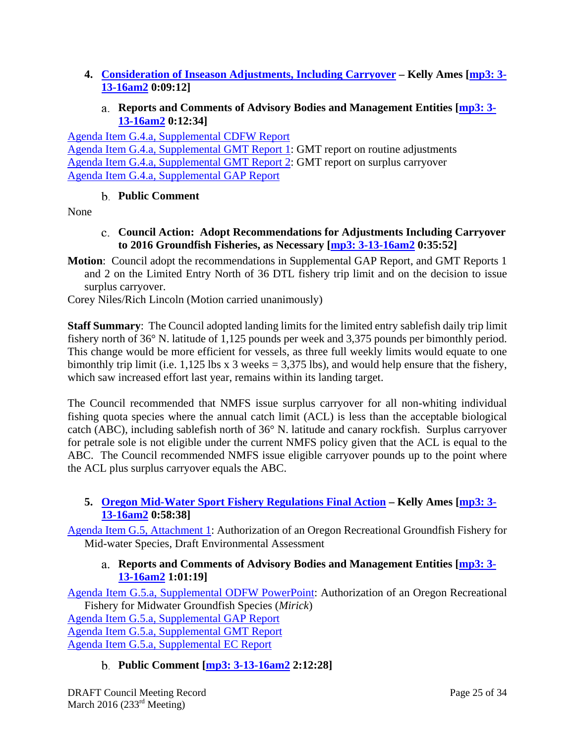### 4. Consideration of Inseason Adjustments, Including Carryover – Kelly Ames [mp3: 3-13-16am2 0:09:12]

#### a. Reports and Comments of Advisory Bodies and Management Entities [mp3: 3-13-16am2 0:12:34]

Agenda Item G.4.a, Supplemental CDFW Report
Agenda Item G.4.a, Supplemental GMT Report 1: GMT report on routine adjustments
Agenda Item G.4.a, Supplemental GMT Report 2: GMT report on surplus carryover
Agenda Item G.4.a, Supplemental GAP Report

#### b. Public Comment

None

#### c. Council Action: Adopt Recommendations for Adjustments Including Carryover to 2016 Groundfish Fisheries, as Necessary [mp3: 3-13-16am2 0:35:52]

**Motion**: Council adopt the recommendations in Supplemental GAP Report, and GMT Reports 1 and 2 on the Limited Entry North of 36 DTL fishery trip limit and on the decision to issue surplus carryover.

Corey Niles/Rich Lincoln (Motion carried unanimously)

**Staff Summary**: The Council adopted landing limits for the limited entry sablefish daily trip limit fishery north of 36° N. latitude of 1,125 pounds per week and 3,375 pounds per bimonthly period. This change would be more efficient for vessels, as three full weekly limits would equate to one bimonthly trip limit (i.e. 1,125 lbs x 3 weeks = 3,375 lbs), and would help ensure that the fishery, which saw increased effort last year, remains within its landing target.

The Council recommended that NMFS issue surplus carryover for all non-whiting individual fishing quota species where the annual catch limit (ACL) is less than the acceptable biological catch (ABC), including sablefish north of 36° N. latitude and canary rockfish. Surplus carryover for petrale sole is not eligible under the current NMFS policy given that the ACL is equal to the ABC. The Council recommended NMFS issue eligible carryover pounds up to the point where the ACL plus surplus carryover equals the ABC.

### 5. Oregon Mid-Water Sport Fishery Regulations Final Action – Kelly Ames [mp3: 3-13-16am2 0:58:38]

Agenda Item G.5, Attachment 1: Authorization of an Oregon Recreational Groundfish Fishery for Mid-water Species, Draft Environmental Assessment

#### a. Reports and Comments of Advisory Bodies and Management Entities [mp3: 3-13-16am2 1:01:19]

Agenda Item G.5.a, Supplemental ODFW PowerPoint: Authorization of an Oregon Recreational Fishery for Midwater Groundfish Species (*Mirick*)
Agenda Item G.5.a, Supplemental GAP Report
Agenda Item G.5.a, Supplemental GMT Report
Agenda Item G.5.a, Supplemental EC Report

#### b. Public Comment [mp3: 3-13-16am2 2:12:28]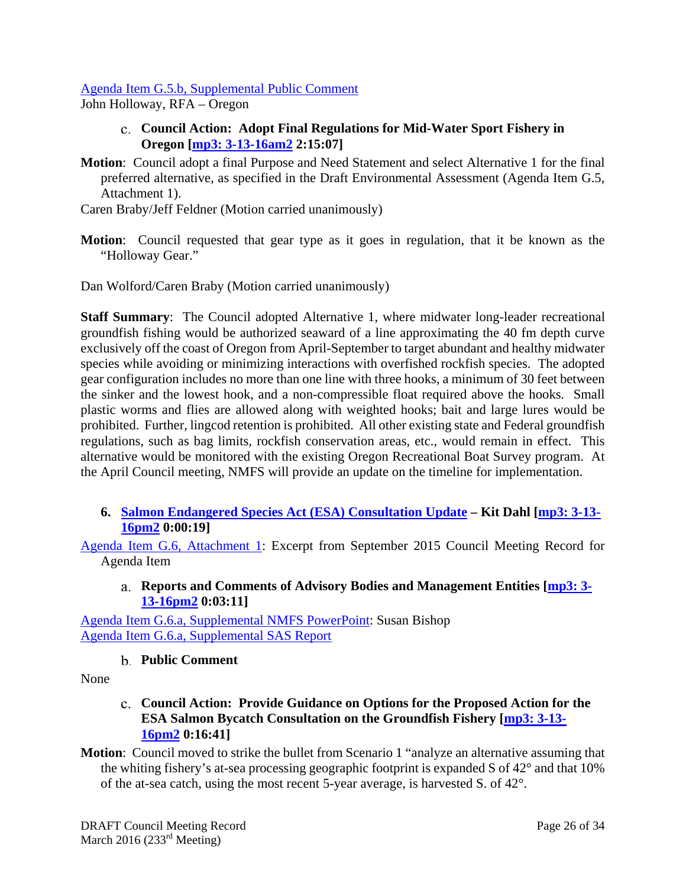Agenda Item G.5.b, Supplemental Public Comment
John Holloway, RFA – Oregon

c. **Council Action: Adopt Final Regulations for Mid-Water Sport Fishery in Oregon [mp3: 3-13-16am2 2:15:07]**

**Motion**: Council adopt a final Purpose and Need Statement and select Alternative 1 for the final preferred alternative, as specified in the Draft Environmental Assessment (Agenda Item G.5, Attachment 1).

Caren Braby/Jeff Feldner (Motion carried unanimously)

**Motion**: Council requested that gear type as it goes in regulation, that it be known as the "Holloway Gear."

Dan Wolford/Caren Braby (Motion carried unanimously)

**Staff Summary**: The Council adopted Alternative 1, where midwater long-leader recreational groundfish fishing would be authorized seaward of a line approximating the 40 fm depth curve exclusively off the coast of Oregon from April-September to target abundant and healthy midwater species while avoiding or minimizing interactions with overfished rockfish species. The adopted gear configuration includes no more than one line with three hooks, a minimum of 30 feet between the sinker and the lowest hook, and a non-compressible float required above the hooks. Small plastic worms and flies are allowed along with weighted hooks; bait and large lures would be prohibited. Further, lingcod retention is prohibited. All other existing state and Federal groundfish regulations, such as bag limits, rockfish conservation areas, etc., would remain in effect. This alternative would be monitored with the existing Oregon Recreational Boat Survey program. At the April Council meeting, NMFS will provide an update on the timeline for implementation.

**6. Salmon Endangered Species Act (ESA) Consultation Update – Kit Dahl [mp3: 3-13-16pm2 0:00:19]**

Agenda Item G.6, Attachment 1: Excerpt from September 2015 Council Meeting Record for Agenda Item

a. **Reports and Comments of Advisory Bodies and Management Entities [mp3: 3-13-16pm2 0:03:11]**

Agenda Item G.6.a, Supplemental NMFS PowerPoint: Susan Bishop
Agenda Item G.6.a, Supplemental SAS Report

b. **Public Comment**

None

c. **Council Action: Provide Guidance on Options for the Proposed Action for the ESA Salmon Bycatch Consultation on the Groundfish Fishery [mp3: 3-13-16pm2 0:16:41]**

**Motion**: Council moved to strike the bullet from Scenario 1 "analyze an alternative assuming that the whiting fishery's at-sea processing geographic footprint is expanded S of 42° and that 10% of the at-sea catch, using the most recent 5-year average, is harvested S. of 42°.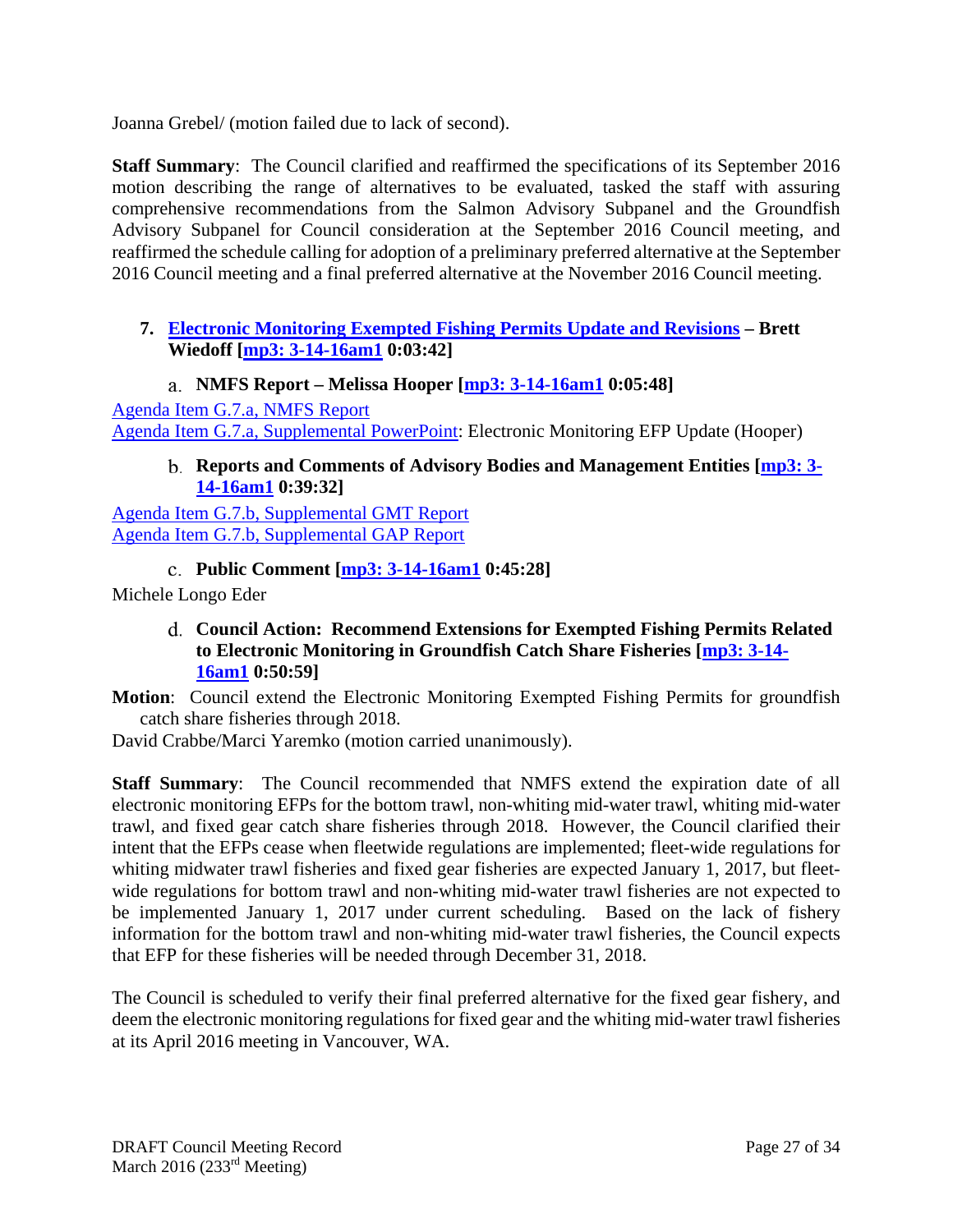Joanna Grebel/ (motion failed due to lack of second).

**Staff Summary**: The Council clarified and reaffirmed the specifications of its September 2016 motion describing the range of alternatives to be evaluated, tasked the staff with assuring comprehensive recommendations from the Salmon Advisory Subpanel and the Groundfish Advisory Subpanel for Council consideration at the September 2016 Council meeting, and reaffirmed the schedule calling for adoption of a preliminary preferred alternative at the September 2016 Council meeting and a final preferred alternative at the November 2016 Council meeting.

### 7. Electronic Monitoring Exempted Fishing Permits Update and Revisions – Brett Wiedoff [mp3: 3-14-16am1 0:03:42]

#### a. NMFS Report – Melissa Hooper [mp3: 3-14-16am1 0:05:48]

Agenda Item G.7.a, NMFS Report
Agenda Item G.7.a, Supplemental PowerPoint: Electronic Monitoring EFP Update (Hooper)

#### b. Reports and Comments of Advisory Bodies and Management Entities [mp3: 3-14-16am1 0:39:32]

Agenda Item G.7.b, Supplemental GMT Report
Agenda Item G.7.b, Supplemental GAP Report

#### c. Public Comment [mp3: 3-14-16am1 0:45:28]

Michele Longo Eder

#### d. Council Action: Recommend Extensions for Exempted Fishing Permits Related to Electronic Monitoring in Groundfish Catch Share Fisheries [mp3: 3-14-16am1 0:50:59]

**Motion**: Council extend the Electronic Monitoring Exempted Fishing Permits for groundfish catch share fisheries through 2018.

David Crabbe/Marci Yaremko (motion carried unanimously).

**Staff Summary**: The Council recommended that NMFS extend the expiration date of all electronic monitoring EFPs for the bottom trawl, non-whiting mid-water trawl, whiting mid-water trawl, and fixed gear catch share fisheries through 2018. However, the Council clarified their intent that the EFPs cease when fleetwide regulations are implemented; fleet-wide regulations for whiting midwater trawl fisheries and fixed gear fisheries are expected January 1, 2017, but fleet-wide regulations for bottom trawl and non-whiting mid-water trawl fisheries are not expected to be implemented January 1, 2017 under current scheduling. Based on the lack of fishery information for the bottom trawl and non-whiting mid-water trawl fisheries, the Council expects that EFP for these fisheries will be needed through December 31, 2018.

The Council is scheduled to verify their final preferred alternative for the fixed gear fishery, and deem the electronic monitoring regulations for fixed gear and the whiting mid-water trawl fisheries at its April 2016 meeting in Vancouver, WA.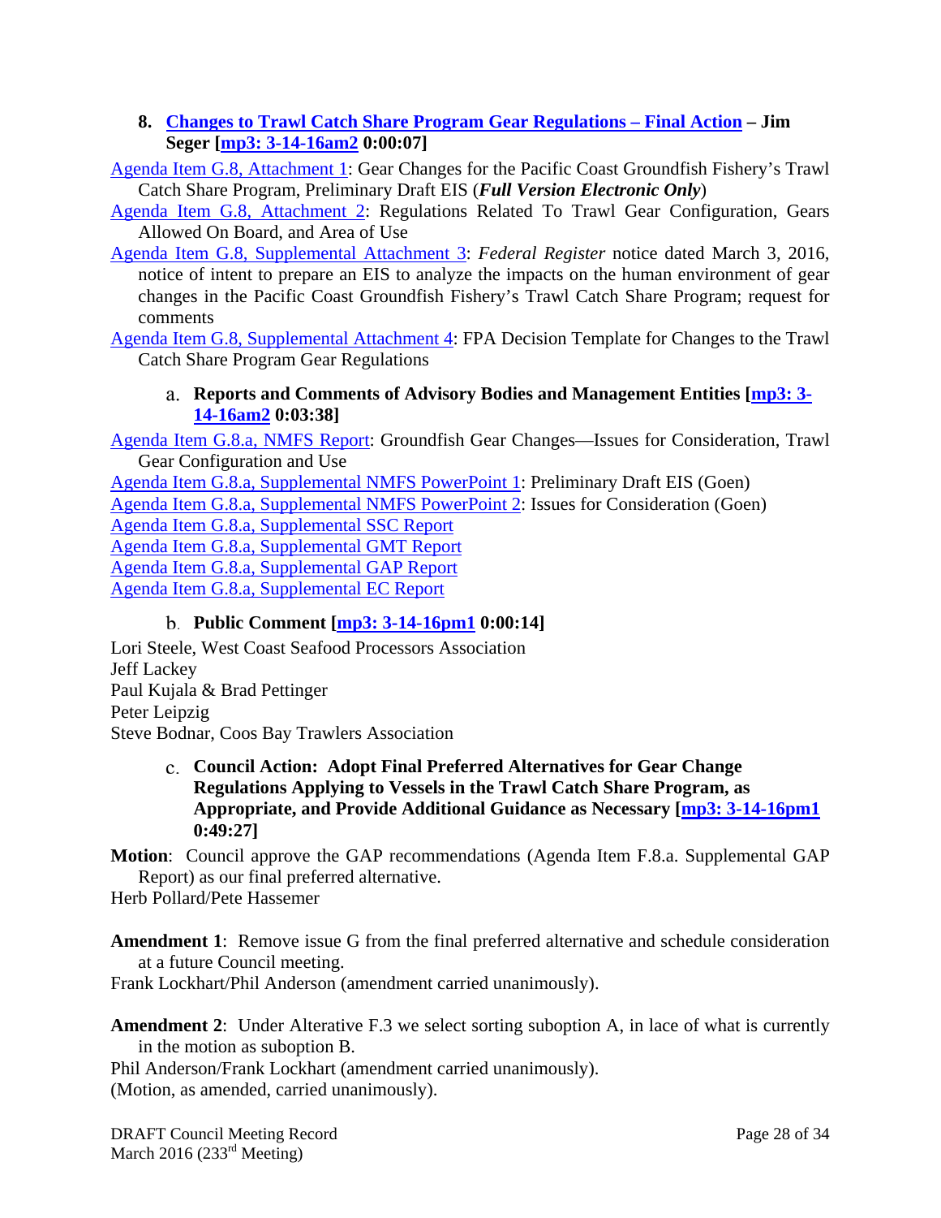**8. Changes to Trawl Catch Share Program Gear Regulations – Final Action – Jim Seger [mp3: 3-14-16am2 0:00:07]**

Agenda Item G.8, Attachment 1: Gear Changes for the Pacific Coast Groundfish Fishery's Trawl Catch Share Program, Preliminary Draft EIS (***Full Version Electronic Only***)

Agenda Item G.8, Attachment 2: Regulations Related To Trawl Gear Configuration, Gears Allowed On Board, and Area of Use

Agenda Item G.8, Supplemental Attachment 3: *Federal Register* notice dated March 3, 2016, notice of intent to prepare an EIS to analyze the impacts on the human environment of gear changes in the Pacific Coast Groundfish Fishery's Trawl Catch Share Program; request for comments

Agenda Item G.8, Supplemental Attachment 4: FPA Decision Template for Changes to the Trawl Catch Share Program Gear Regulations

a. **Reports and Comments of Advisory Bodies and Management Entities [mp3: 3-14-16am2 0:03:38]**

Agenda Item G.8.a, NMFS Report: Groundfish Gear Changes—Issues for Consideration, Trawl Gear Configuration and Use

Agenda Item G.8.a, Supplemental NMFS PowerPoint 1: Preliminary Draft EIS (Goen)

Agenda Item G.8.a, Supplemental NMFS PowerPoint 2: Issues for Consideration (Goen)

Agenda Item G.8.a, Supplemental SSC Report

Agenda Item G.8.a, Supplemental GMT Report

Agenda Item G.8.a, Supplemental GAP Report

Agenda Item G.8.a, Supplemental EC Report

b. **Public Comment [mp3: 3-14-16pm1 0:00:14]**

Lori Steele, West Coast Seafood Processors Association
Jeff Lackey
Paul Kujala & Brad Pettinger
Peter Leipzig
Steve Bodnar, Coos Bay Trawlers Association

c. **Council Action: Adopt Final Preferred Alternatives for Gear Change Regulations Applying to Vessels in the Trawl Catch Share Program, as Appropriate, and Provide Additional Guidance as Necessary [mp3: 3-14-16pm1 0:49:27]**

**Motion**: Council approve the GAP recommendations (Agenda Item F.8.a. Supplemental GAP Report) as our final preferred alternative.

Herb Pollard/Pete Hassemer

**Amendment 1**: Remove issue G from the final preferred alternative and schedule consideration at a future Council meeting.

Frank Lockhart/Phil Anderson (amendment carried unanimously).

**Amendment 2**: Under Alterative F.3 we select sorting suboption A, in lace of what is currently in the motion as suboption B.

Phil Anderson/Frank Lockhart (amendment carried unanimously).

(Motion, as amended, carried unanimously).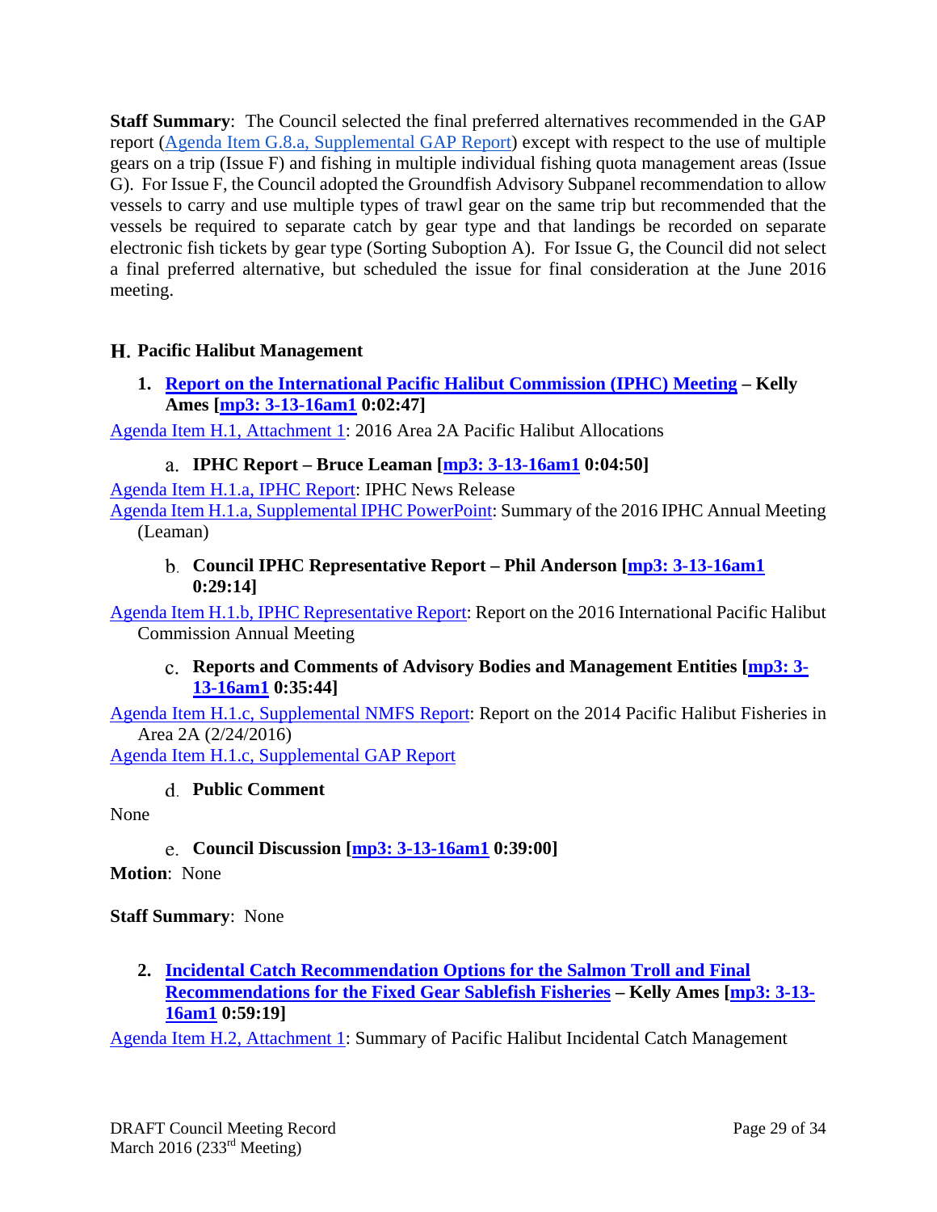**Staff Summary**: The Council selected the final preferred alternatives recommended in the GAP report (Agenda Item G.8.a, Supplemental GAP Report) except with respect to the use of multiple gears on a trip (Issue F) and fishing in multiple individual fishing quota management areas (Issue G). For Issue F, the Council adopted the Groundfish Advisory Subpanel recommendation to allow vessels to carry and use multiple types of trawl gear on the same trip but recommended that the vessels be required to separate catch by gear type and that landings be recorded on separate electronic fish tickets by gear type (Sorting Suboption A). For Issue G, the Council did not select a final preferred alternative, but scheduled the issue for final consideration at the June 2016 meeting.

## H. Pacific Halibut Management

### 1. Report on the International Pacific Halibut Commission (IPHC) Meeting – Kelly Ames [mp3: 3-13-16am1 0:02:47]

Agenda Item H.1, Attachment 1: 2016 Area 2A Pacific Halibut Allocations

#### a. IPHC Report – Bruce Leaman [mp3: 3-13-16am1 0:04:50]

Agenda Item H.1.a, IPHC Report: IPHC News Release

Agenda Item H.1.a, Supplemental IPHC PowerPoint: Summary of the 2016 IPHC Annual Meeting (Leaman)

#### b. Council IPHC Representative Report – Phil Anderson [mp3: 3-13-16am1 0:29:14]

Agenda Item H.1.b, IPHC Representative Report: Report on the 2016 International Pacific Halibut Commission Annual Meeting

#### c. Reports and Comments of Advisory Bodies and Management Entities [mp3: 3-13-16am1 0:35:44]

Agenda Item H.1.c, Supplemental NMFS Report: Report on the 2014 Pacific Halibut Fisheries in Area 2A (2/24/2016)

Agenda Item H.1.c, Supplemental GAP Report

#### d. Public Comment

None

#### e. Council Discussion [mp3: 3-13-16am1 0:39:00]

**Motion**: None

**Staff Summary**: None

### 2. Incidental Catch Recommendation Options for the Salmon Troll and Final Recommendations for the Fixed Gear Sablefish Fisheries – Kelly Ames [mp3: 3-13-16am1 0:59:19]

Agenda Item H.2, Attachment 1: Summary of Pacific Halibut Incidental Catch Management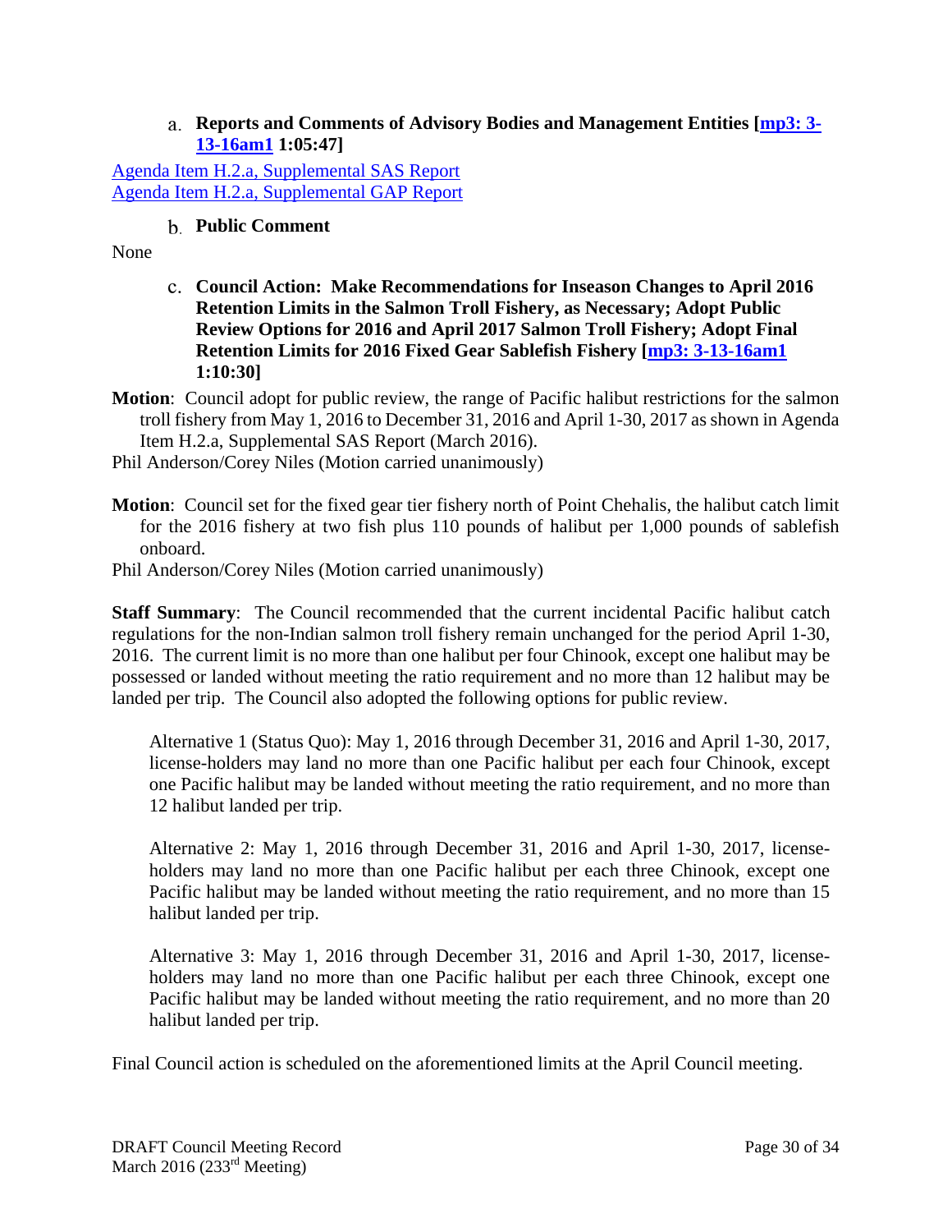a. **Reports and Comments of Advisory Bodies and Management Entities [mp3: 3-13-16am1 1:05:47]**

Agenda Item H.2.a, Supplemental SAS Report
Agenda Item H.2.a, Supplemental GAP Report

b. **Public Comment**

None

c. **Council Action: Make Recommendations for Inseason Changes to April 2016 Retention Limits in the Salmon Troll Fishery, as Necessary; Adopt Public Review Options for 2016 and April 2017 Salmon Troll Fishery; Adopt Final Retention Limits for 2016 Fixed Gear Sablefish Fishery [mp3: 3-13-16am1 1:10:30]**

**Motion**: Council adopt for public review, the range of Pacific halibut restrictions for the salmon troll fishery from May 1, 2016 to December 31, 2016 and April 1-30, 2017 as shown in Agenda Item H.2.a, Supplemental SAS Report (March 2016).

Phil Anderson/Corey Niles (Motion carried unanimously)

**Motion**: Council set for the fixed gear tier fishery north of Point Chehalis, the halibut catch limit for the 2016 fishery at two fish plus 110 pounds of halibut per 1,000 pounds of sablefish onboard.

Phil Anderson/Corey Niles (Motion carried unanimously)

**Staff Summary**: The Council recommended that the current incidental Pacific halibut catch regulations for the non-Indian salmon troll fishery remain unchanged for the period April 1-30, 2016. The current limit is no more than one halibut per four Chinook, except one halibut may be possessed or landed without meeting the ratio requirement and no more than 12 halibut may be landed per trip. The Council also adopted the following options for public review.

Alternative 1 (Status Quo): May 1, 2016 through December 31, 2016 and April 1-30, 2017, license-holders may land no more than one Pacific halibut per each four Chinook, except one Pacific halibut may be landed without meeting the ratio requirement, and no more than 12 halibut landed per trip.

Alternative 2: May 1, 2016 through December 31, 2016 and April 1-30, 2017, license-holders may land no more than one Pacific halibut per each three Chinook, except one Pacific halibut may be landed without meeting the ratio requirement, and no more than 15 halibut landed per trip.

Alternative 3: May 1, 2016 through December 31, 2016 and April 1-30, 2017, license-holders may land no more than one Pacific halibut per each three Chinook, except one Pacific halibut may be landed without meeting the ratio requirement, and no more than 20 halibut landed per trip.

Final Council action is scheduled on the aforementioned limits at the April Council meeting.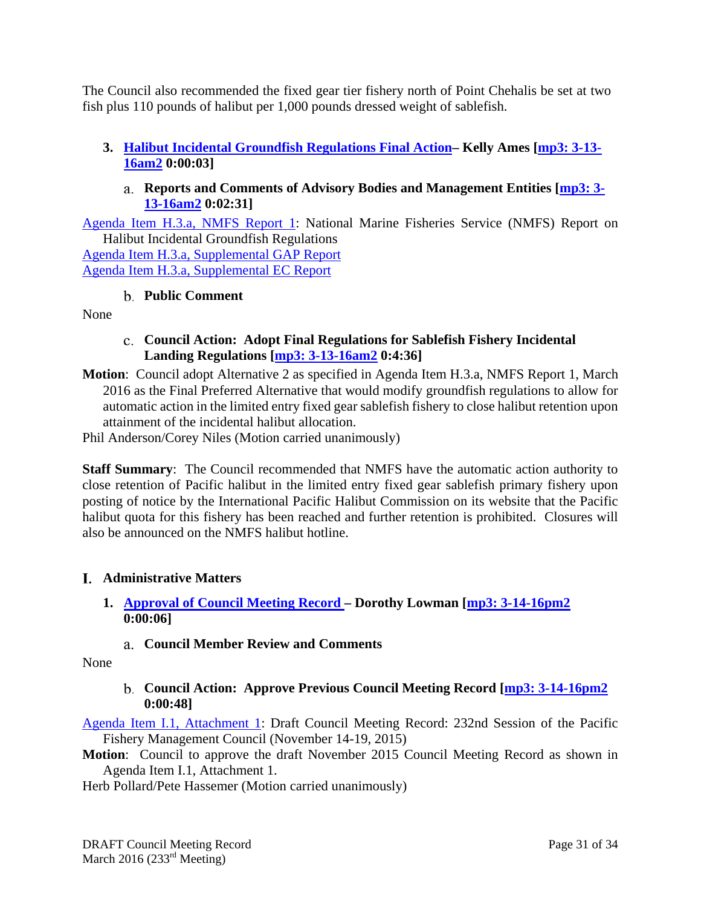The Council also recommended the fixed gear tier fishery north of Point Chehalis be set at two fish plus 110 pounds of halibut per 1,000 pounds dressed weight of sablefish.

### 3. Halibut Incidental Groundfish Regulations Final Action– Kelly Ames [mp3: 3-13-16am2 0:00:03]

#### a. Reports and Comments of Advisory Bodies and Management Entities [mp3: 3-13-16am2 0:02:31]

Agenda Item H.3.a, NMFS Report 1: National Marine Fisheries Service (NMFS) Report on Halibut Incidental Groundfish Regulations

Agenda Item H.3.a, Supplemental GAP Report

Agenda Item H.3.a, Supplemental EC Report

#### b. Public Comment

None

#### c. Council Action: Adopt Final Regulations for Sablefish Fishery Incidental Landing Regulations [mp3: 3-13-16am2 0:4:36]

**Motion**: Council adopt Alternative 2 as specified in Agenda Item H.3.a, NMFS Report 1, March 2016 as the Final Preferred Alternative that would modify groundfish regulations to allow for automatic action in the limited entry fixed gear sablefish fishery to close halibut retention upon attainment of the incidental halibut allocation.

Phil Anderson/Corey Niles (Motion carried unanimously)

**Staff Summary**: The Council recommended that NMFS have the automatic action authority to close retention of Pacific halibut in the limited entry fixed gear sablefish primary fishery upon posting of notice by the International Pacific Halibut Commission on its website that the Pacific halibut quota for this fishery has been reached and further retention is prohibited. Closures will also be announced on the NMFS halibut hotline.

## I. Administrative Matters

### 1. Approval of Council Meeting Record – Dorothy Lowman [mp3: 3-14-16pm2 0:00:06]

#### a. Council Member Review and Comments

None

#### b. Council Action: Approve Previous Council Meeting Record [mp3: 3-14-16pm2 0:00:48]

Agenda Item I.1, Attachment 1: Draft Council Meeting Record: 232nd Session of the Pacific Fishery Management Council (November 14-19, 2015)

**Motion**: Council to approve the draft November 2015 Council Meeting Record as shown in Agenda Item I.1, Attachment 1.

Herb Pollard/Pete Hassemer (Motion carried unanimously)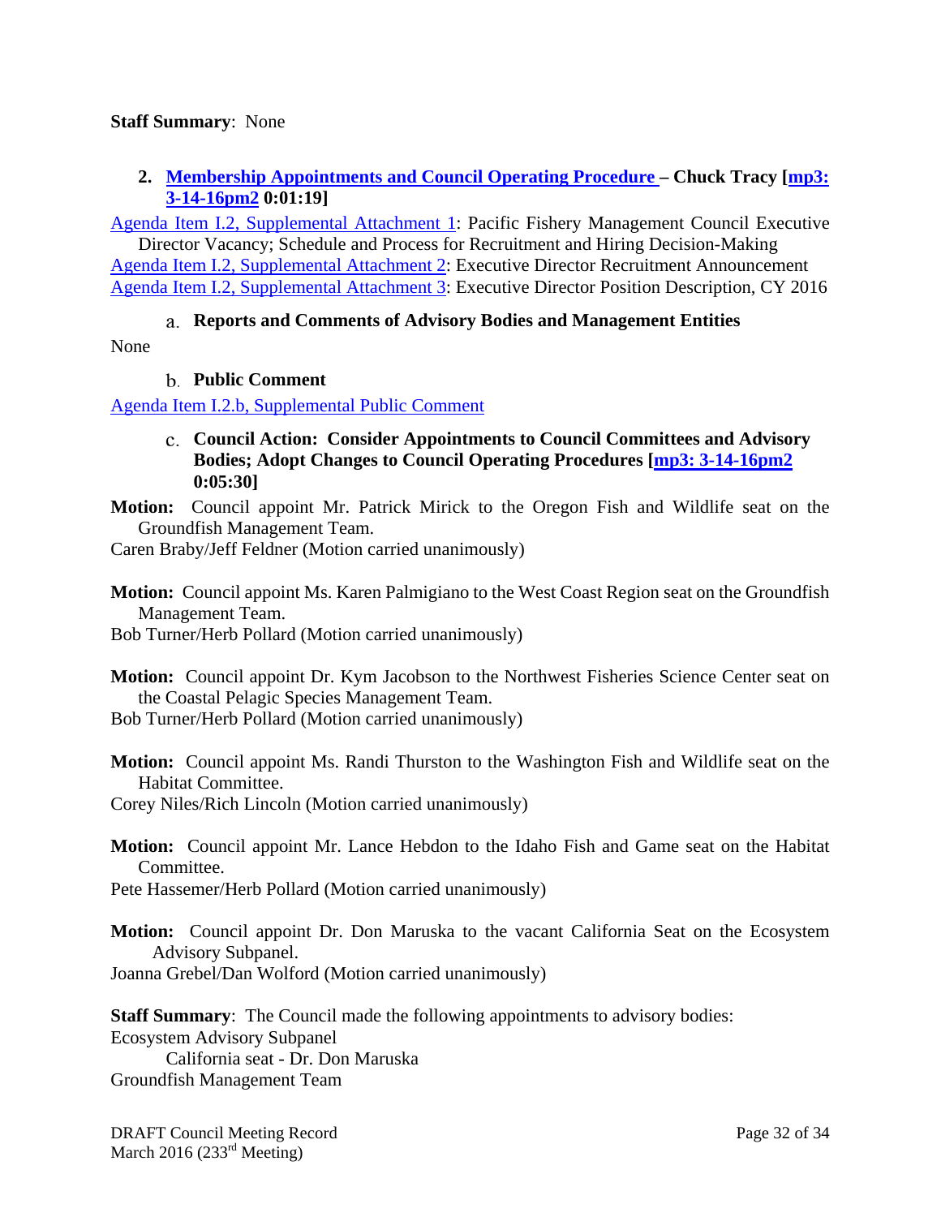**Staff Summary**: None

2. **Membership Appointments and Council Operating Procedure – Chuck Tracy [mp3: 3-14-16pm2 0:01:19]**

Agenda Item I.2, Supplemental Attachment 1: Pacific Fishery Management Council Executive Director Vacancy; Schedule and Process for Recruitment and Hiring Decision-Making
Agenda Item I.2, Supplemental Attachment 2: Executive Director Recruitment Announcement
Agenda Item I.2, Supplemental Attachment 3: Executive Director Position Description, CY 2016

a. **Reports and Comments of Advisory Bodies and Management Entities**

None

b. **Public Comment**

Agenda Item I.2.b, Supplemental Public Comment

c. **Council Action: Consider Appointments to Council Committees and Advisory Bodies; Adopt Changes to Council Operating Procedures [mp3: 3-14-16pm2 0:05:30]**

**Motion:** Council appoint Mr. Patrick Mirick to the Oregon Fish and Wildlife seat on the Groundfish Management Team.
Caren Braby/Jeff Feldner (Motion carried unanimously)

**Motion:** Council appoint Ms. Karen Palmigiano to the West Coast Region seat on the Groundfish Management Team.
Bob Turner/Herb Pollard (Motion carried unanimously)

**Motion:** Council appoint Dr. Kym Jacobson to the Northwest Fisheries Science Center seat on the Coastal Pelagic Species Management Team.
Bob Turner/Herb Pollard (Motion carried unanimously)

**Motion:** Council appoint Ms. Randi Thurston to the Washington Fish and Wildlife seat on the Habitat Committee.
Corey Niles/Rich Lincoln (Motion carried unanimously)

**Motion:** Council appoint Mr. Lance Hebdon to the Idaho Fish and Game seat on the Habitat Committee.
Pete Hassemer/Herb Pollard (Motion carried unanimously)

**Motion:** Council appoint Dr. Don Maruska to the vacant California Seat on the Ecosystem Advisory Subpanel.
Joanna Grebel/Dan Wolford (Motion carried unanimously)

**Staff Summary**: The Council made the following appointments to advisory bodies:
Ecosystem Advisory Subpanel
    California seat - Dr. Don Maruska
Groundfish Management Team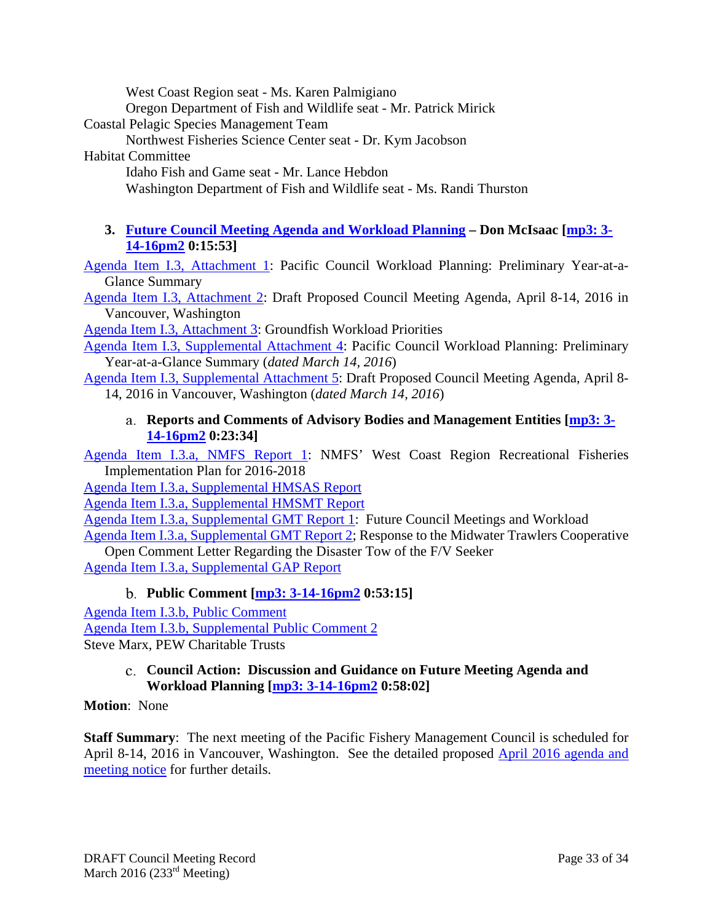West Coast Region seat - Ms. Karen Palmigiano

Oregon Department of Fish and Wildlife seat - Mr. Patrick Mirick

Coastal Pelagic Species Management Team

Northwest Fisheries Science Center seat - Dr. Kym Jacobson

Habitat Committee

Idaho Fish and Game seat - Mr. Lance Hebdon

Washington Department of Fish and Wildlife seat - Ms. Randi Thurston

### 3. Future Council Meeting Agenda and Workload Planning – Don McIsaac [mp3: 3-14-16pm2 0:15:53]

Agenda Item I.3, Attachment 1: Pacific Council Workload Planning: Preliminary Year-at-a-Glance Summary

Agenda Item I.3, Attachment 2: Draft Proposed Council Meeting Agenda, April 8-14, 2016 in Vancouver, Washington

Agenda Item I.3, Attachment 3: Groundfish Workload Priorities

Agenda Item I.3, Supplemental Attachment 4: Pacific Council Workload Planning: Preliminary Year-at-a-Glance Summary (*dated March 14, 2016*)

Agenda Item I.3, Supplemental Attachment 5: Draft Proposed Council Meeting Agenda, April 8-14, 2016 in Vancouver, Washington (*dated March 14, 2016*)

#### a. Reports and Comments of Advisory Bodies and Management Entities [mp3: 3-14-16pm2 0:23:34]

Agenda Item I.3.a, NMFS Report 1: NMFS' West Coast Region Recreational Fisheries Implementation Plan for 2016-2018

Agenda Item I.3.a, Supplemental HMSAS Report

Agenda Item I.3.a, Supplemental HMSMT Report

Agenda Item I.3.a, Supplemental GMT Report 1: Future Council Meetings and Workload

Agenda Item I.3.a, Supplemental GMT Report 2; Response to the Midwater Trawlers Cooperative Open Comment Letter Regarding the Disaster Tow of the F/V Seeker

Agenda Item I.3.a, Supplemental GAP Report

#### b. Public Comment [mp3: 3-14-16pm2 0:53:15]

Agenda Item I.3.b, Public Comment

Agenda Item I.3.b, Supplemental Public Comment 2

Steve Marx, PEW Charitable Trusts

#### c. Council Action: Discussion and Guidance on Future Meeting Agenda and Workload Planning [mp3: 3-14-16pm2 0:58:02]

**Motion**: None

**Staff Summary**: The next meeting of the Pacific Fishery Management Council is scheduled for April 8-14, 2016 in Vancouver, Washington. See the detailed proposed April 2016 agenda and meeting notice for further details.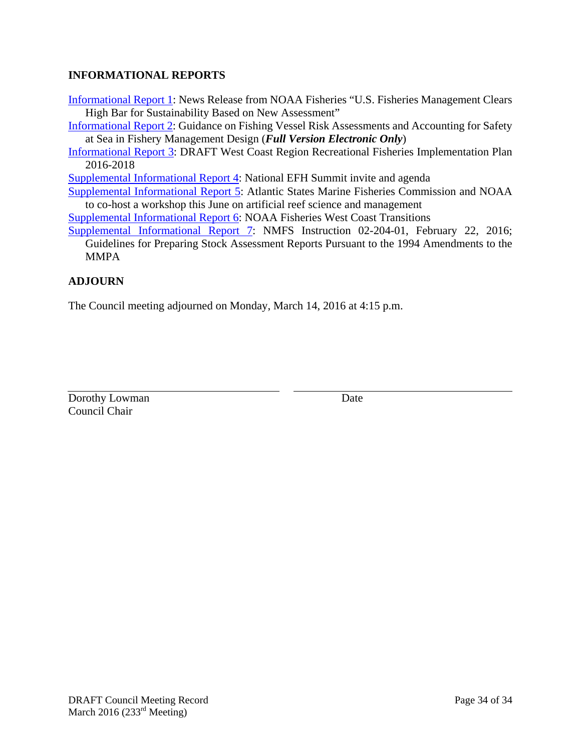## INFORMATIONAL REPORTS

Informational Report 1: News Release from NOAA Fisheries "U.S. Fisheries Management Clears High Bar for Sustainability Based on New Assessment"

Informational Report 2: Guidance on Fishing Vessel Risk Assessments and Accounting for Safety at Sea in Fishery Management Design (***Full Version Electronic Only***)

Informational Report 3: DRAFT West Coast Region Recreational Fisheries Implementation Plan 2016-2018

Supplemental Informational Report 4: National EFH Summit invite and agenda

Supplemental Informational Report 5: Atlantic States Marine Fisheries Commission and NOAA to co-host a workshop this June on artificial reef science and management

Supplemental Informational Report 6: NOAA Fisheries West Coast Transitions

Supplemental Informational Report 7: NMFS Instruction 02-204-01, February 22, 2016; Guidelines for Preparing Stock Assessment Reports Pursuant to the 1994 Amendments to the MMPA

## ADJOURN

The Council meeting adjourned on Monday, March 14, 2016 at 4:15 p.m.

\_\_\_\_\_\_\_\_\_\_\_\_\_\_\_\_\_\_\_\_\_\_\_\_\_\_\_\_\_\_ \_\_\_\_\_\_\_\_\_\_\_\_\_\_\_\_\_\_\_\_\_\_\_\_\_\_\_\_\_\_

Dorothy Lowman Date
Council Chair